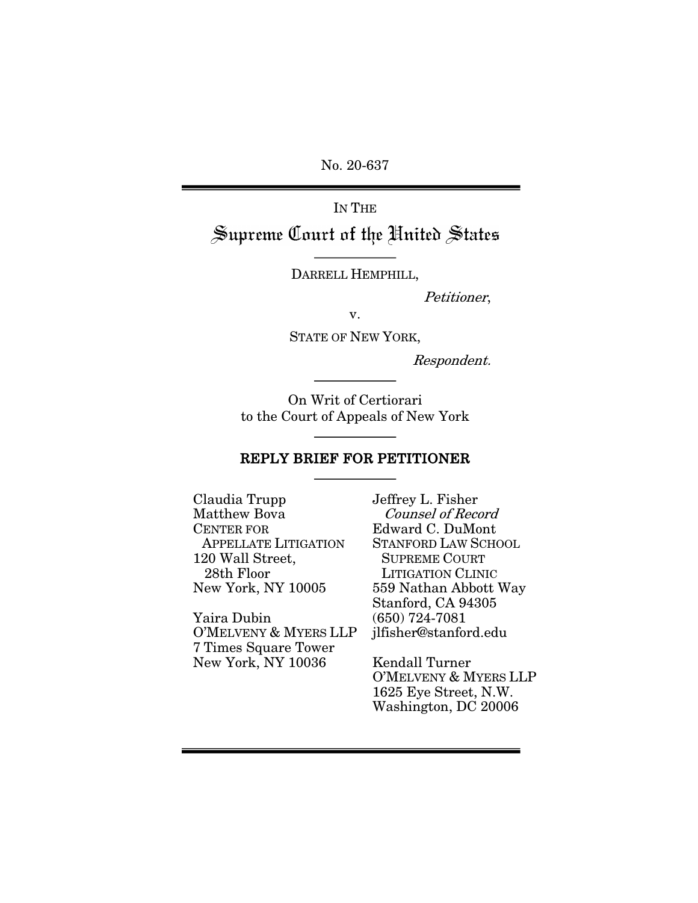No. 20-637

---

IN THE

# Supreme Court of the United States

---

DARRELL HEMPHILL,

*Petitioner*,

v.

STATE OF NEW YORK,

*Respondent.*

---

On Writ of Certiorari
to the Court of Appeals of New York

---

## REPLY BRIEF FOR PETITIONER

---

Claudia Trupp
Matthew Bova
CENTER FOR APPELLATE LITIGATION
120 Wall Street, 28th Floor
New York, NY 10005

Yaira Dubin
O'MELVENY & MYERS LLP
7 Times Square Tower
New York, NY 10036

Jeffrey L. Fisher
*Counsel of Record*
Edward C. DuMont
STANFORD LAW SCHOOL SUPREME COURT LITIGATION CLINIC
559 Nathan Abbott Way
Stanford, CA 94305
(650) 724-7081
jlfisher@stanford.edu

Kendall Turner
O'MELVENY & MYERS LLP
1625 Eye Street, N.W.
Washington, DC 20006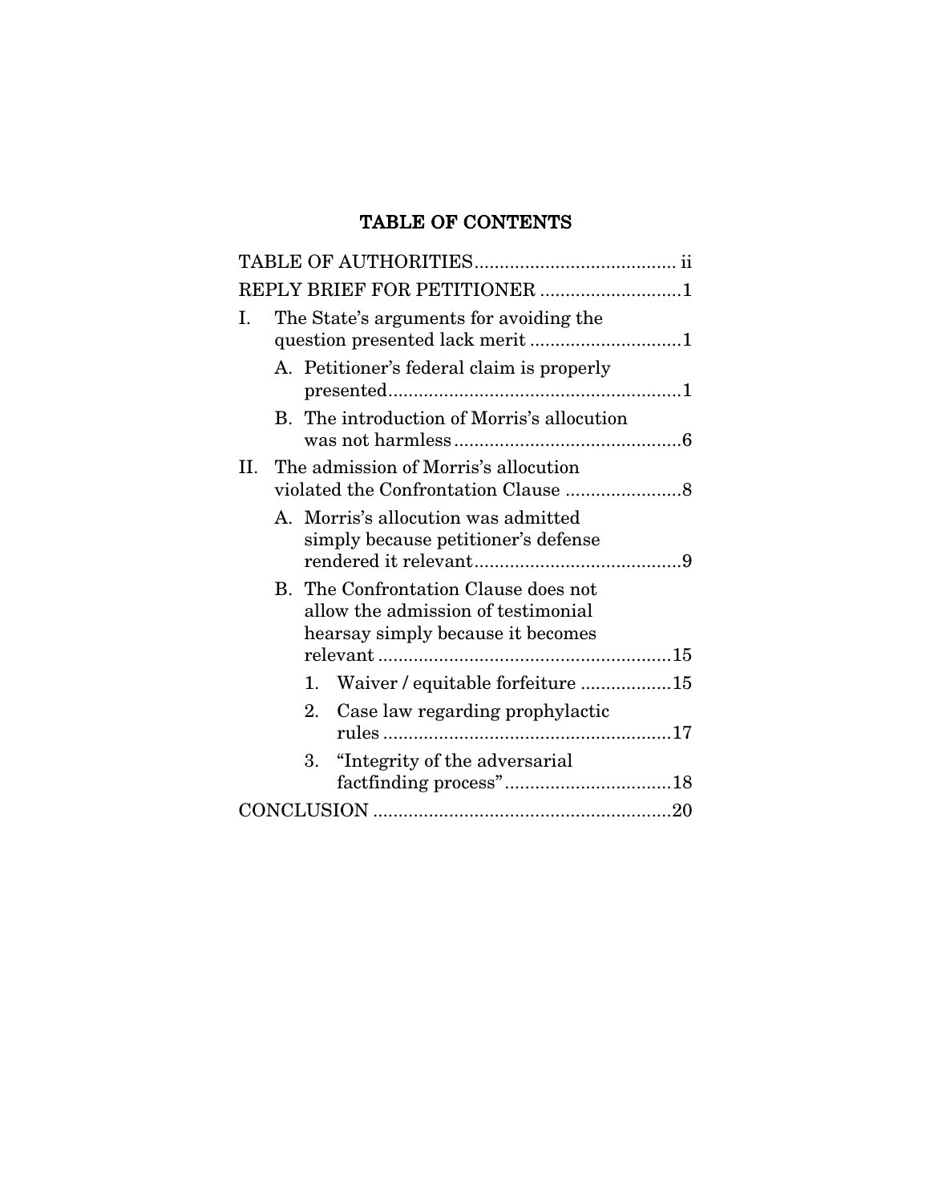## TABLE OF CONTENTS

TABLE OF AUTHORITIES........................................ ii

REPLY BRIEF FOR PETITIONER ............................1

I. The State's arguments for avoiding the question presented lack merit ..............................1

   A. Petitioner's federal claim is properly presented..........................................................1

   B. The introduction of Morris's allocution was not harmless.............................................6

II. The admission of Morris's allocution violated the Confrontation Clause .......................8

   A. Morris's allocution was admitted simply because petitioner's defense rendered it relevant.........................................9

   B. The Confrontation Clause does not allow the admission of testimonial hearsay simply because it becomes relevant ..........................................................15

      1. Waiver / equitable forfeiture ..................15

      2. Case law regarding prophylactic rules .........................................................17

      3. "Integrity of the adversarial factfinding process".................................18

CONCLUSION ...........................................................20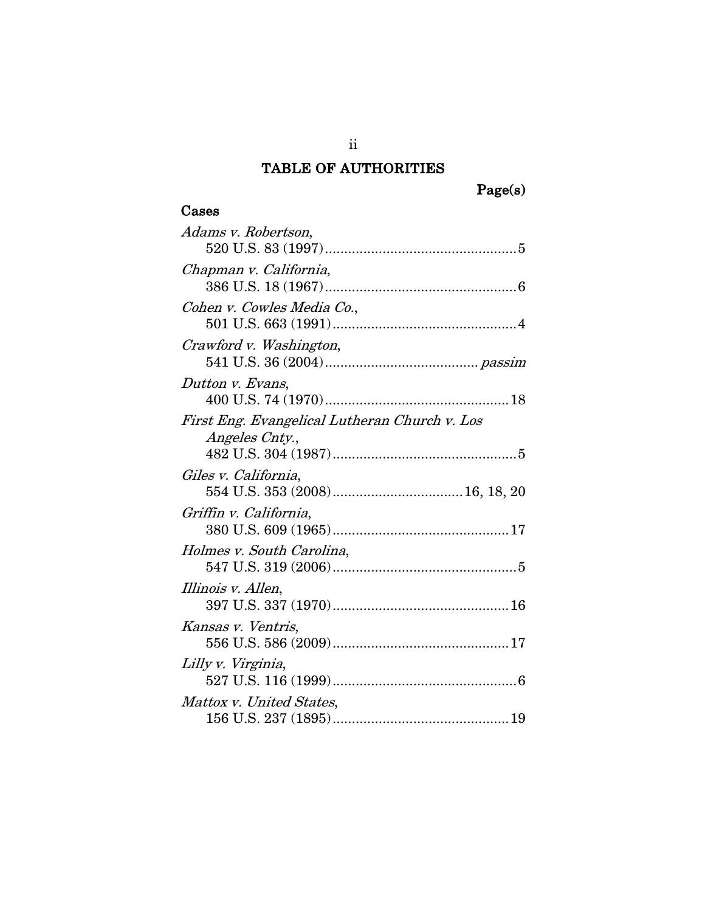# TABLE OF AUTHORITIES

**Page(s)**

## Cases

*Adams v. Robertson*,
520 U.S. 83 (1997) .......... 5

*Chapman v. California*,
386 U.S. 18 (1967) .......... 6

*Cohen v. Cowles Media Co.*,
501 U.S. 663 (1991) .......... 4

*Crawford v. Washington*,
541 U.S. 36 (2004) .......... *passim*

*Dutton v. Evans*,
400 U.S. 74 (1970) .......... 18

*First Eng. Evangelical Lutheran Church v. Los Angeles Cnty.*,
482 U.S. 304 (1987) .......... 5

*Giles v. California*,
554 U.S. 353 (2008) .......... 16, 18, 20

*Griffin v. California*,
380 U.S. 609 (1965) .......... 17

*Holmes v. South Carolina*,
547 U.S. 319 (2006) .......... 5

*Illinois v. Allen*,
397 U.S. 337 (1970) .......... 16

*Kansas v. Ventris*,
556 U.S. 586 (2009) .......... 17

*Lilly v. Virginia*,
527 U.S. 116 (1999) .......... 6

*Mattox v. United States*,
156 U.S. 237 (1895) .......... 19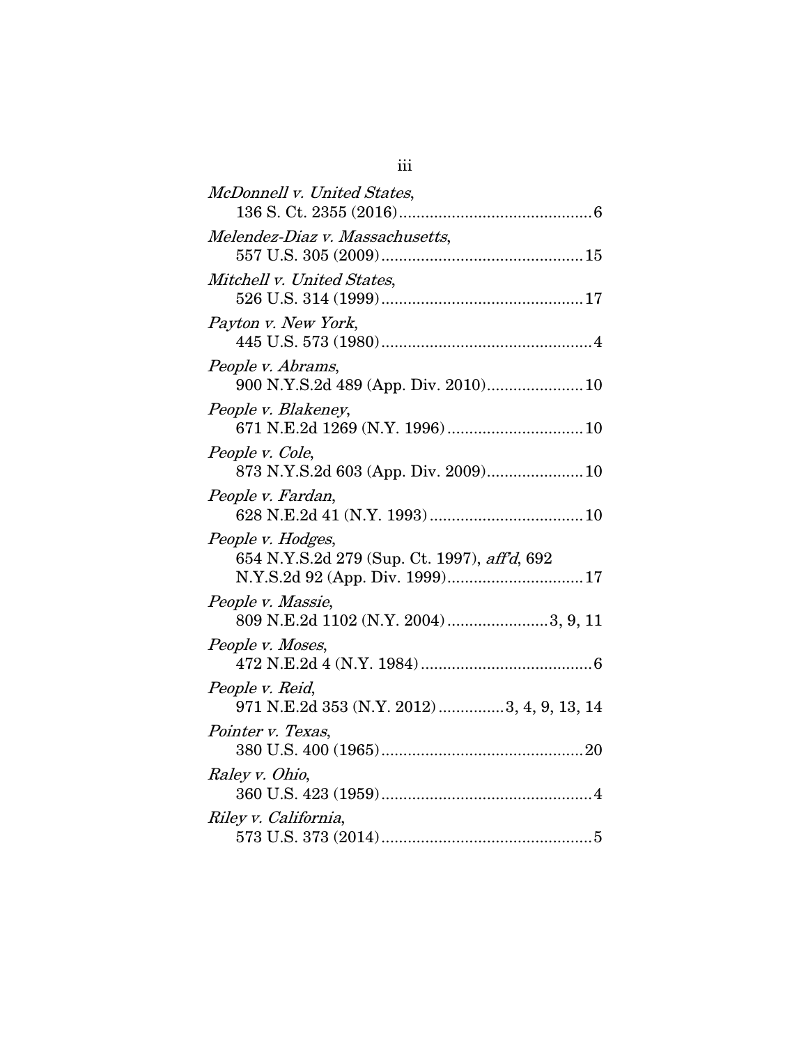*McDonnell v. United States*,
136 S. Ct. 2355 (2016)............................................6

*Melendez-Diaz v. Massachusetts*,
557 U.S. 305 (2009).............................................15

*Mitchell v. United States*,
526 U.S. 314 (1999).............................................17

*Payton v. New York*,
445 U.S. 573 (1980)................................................4

*People v. Abrams*,
900 N.Y.S.2d 489 (App. Div. 2010)......................10

*People v. Blakeney*,
671 N.E.2d 1269 (N.Y. 1996)...............................10

*People v. Cole*,
873 N.Y.S.2d 603 (App. Div. 2009)......................10

*People v. Fardan*,
628 N.E.2d 41 (N.Y. 1993)...................................10

*People v. Hodges*,
654 N.Y.S.2d 279 (Sup. Ct. 1997), *aff'd*, 692 N.Y.S.2d 92 (App. Div. 1999)...............................17

*People v. Massie*,
809 N.E.2d 1102 (N.Y. 2004).......................3, 9, 11

*People v. Moses*,
472 N.E.2d 4 (N.Y. 1984).......................................6

*People v. Reid*,
971 N.E.2d 353 (N.Y. 2012)..............3, 4, 9, 13, 14

*Pointer v. Texas*,
380 U.S. 400 (1965).............................................20

*Raley v. Ohio*,
360 U.S. 423 (1959)................................................4

*Riley v. California*,
573 U.S. 373 (2014)................................................5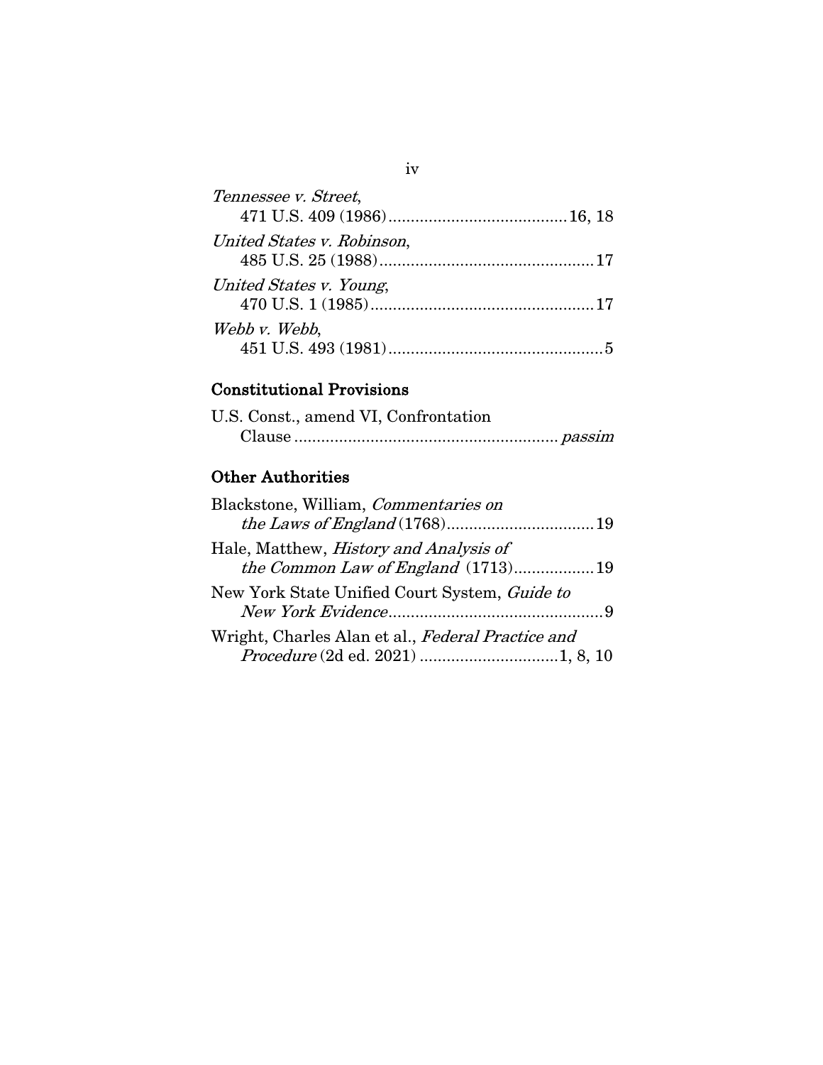*Tennessee v. Street*,
471 U.S. 409 (1986)........................................16, 18

*United States v. Robinson*,
485 U.S. 25 (1988)................................................17

*United States v. Young*,
470 U.S. 1 (1985)..................................................17

*Webb v. Webb*,
451 U.S. 493 (1981)................................................5

## Constitutional Provisions

U.S. Const., amend VI, Confrontation
Clause ........................................................... *passim*

## Other Authorities

Blackstone, William, *Commentaries on the Laws of England* (1768).................................19

Hale, Matthew, *History and Analysis of the Common Law of England* (1713)..................19

New York State Unified Court System, *Guide to New York Evidence*................................................9

Wright, Charles Alan et al., *Federal Practice and Procedure* (2d ed. 2021) ..............................1, 8, 10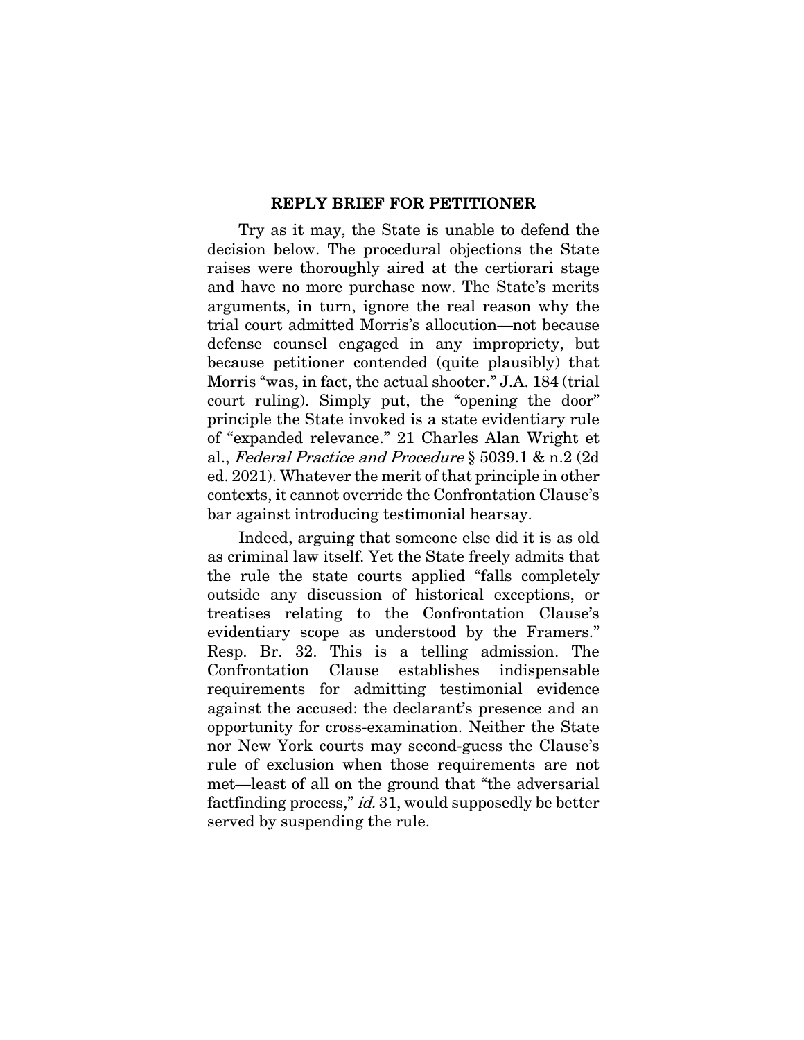# REPLY BRIEF FOR PETITIONER

Try as it may, the State is unable to defend the decision below. The procedural objections the State raises were thoroughly aired at the certiorari stage and have no more purchase now. The State's merits arguments, in turn, ignore the real reason why the trial court admitted Morris's allocution—not because defense counsel engaged in any impropriety, but because petitioner contended (quite plausibly) that Morris "was, in fact, the actual shooter." J.A. 184 (trial court ruling). Simply put, the "opening the door" principle the State invoked is a state evidentiary rule of "expanded relevance." 21 Charles Alan Wright et al., *Federal Practice and Procedure* § 5039.1 & n.2 (2d ed. 2021). Whatever the merit of that principle in other contexts, it cannot override the Confrontation Clause's bar against introducing testimonial hearsay.

Indeed, arguing that someone else did it is as old as criminal law itself. Yet the State freely admits that the rule the state courts applied "falls completely outside any discussion of historical exceptions, or treatises relating to the Confrontation Clause's evidentiary scope as understood by the Framers." Resp. Br. 32. This is a telling admission. The Confrontation Clause establishes indispensable requirements for admitting testimonial evidence against the accused: the declarant's presence and an opportunity for cross-examination. Neither the State nor New York courts may second-guess the Clause's rule of exclusion when those requirements are not met—least of all on the ground that "the adversarial factfinding process," *id.* 31, would supposedly be better served by suspending the rule.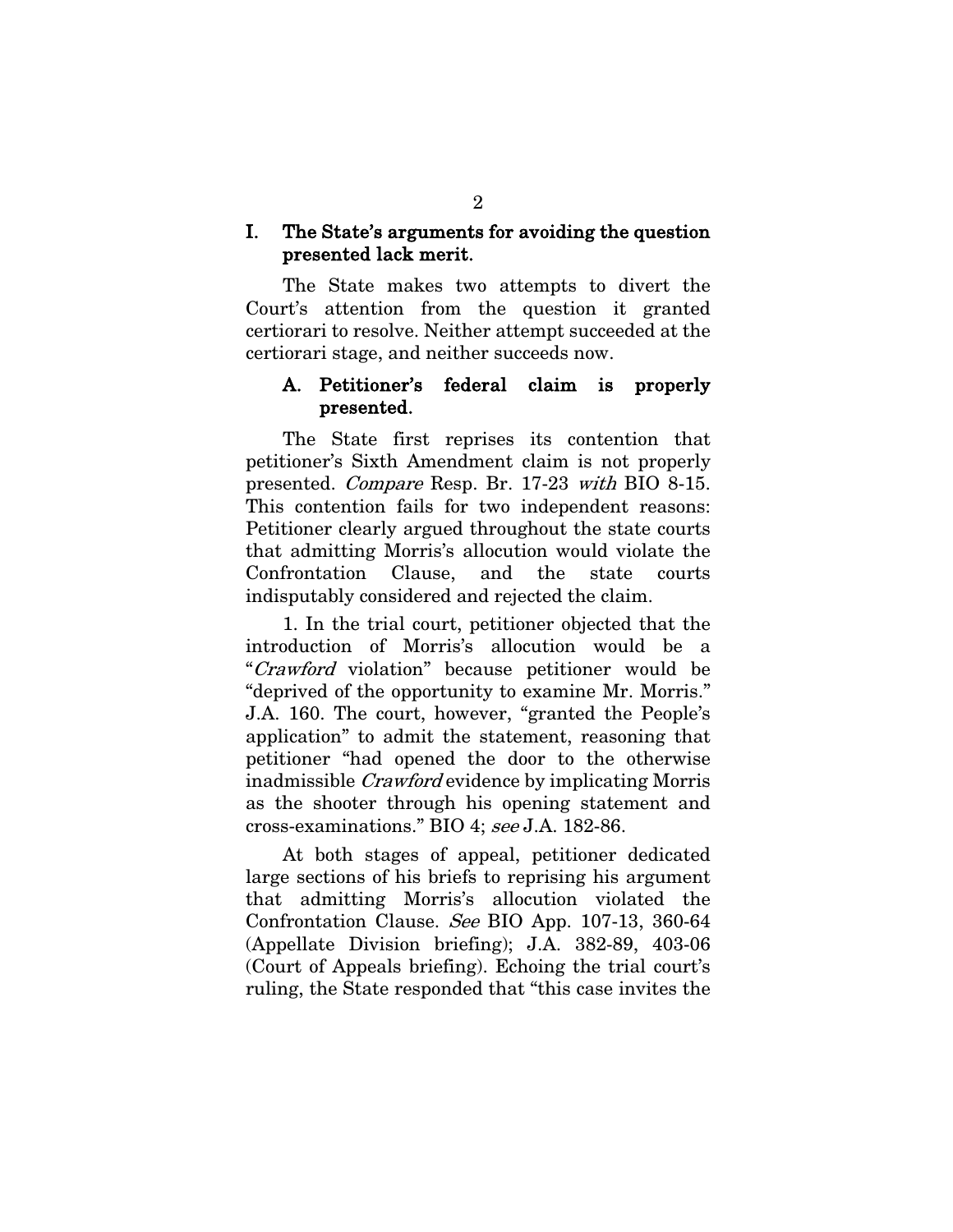## I. The State's arguments for avoiding the question presented lack merit.

The State makes two attempts to divert the Court's attention from the question it granted certiorari to resolve. Neither attempt succeeded at the certiorari stage, and neither succeeds now.

### A. Petitioner's federal claim is properly presented.

The State first reprises its contention that petitioner's Sixth Amendment claim is not properly presented. *Compare* Resp. Br. 17-23 *with* BIO 8-15. This contention fails for two independent reasons: Petitioner clearly argued throughout the state courts that admitting Morris's allocution would violate the Confrontation Clause, and the state courts indisputably considered and rejected the claim.

1. In the trial court, petitioner objected that the introduction of Morris's allocution would be a "*Crawford* violation" because petitioner would be "deprived of the opportunity to examine Mr. Morris." J.A. 160. The court, however, "granted the People's application" to admit the statement, reasoning that petitioner "had opened the door to the otherwise inadmissible *Crawford* evidence by implicating Morris as the shooter through his opening statement and cross-examinations." BIO 4; *see* J.A. 182-86.

At both stages of appeal, petitioner dedicated large sections of his briefs to reprising his argument that admitting Morris's allocution violated the Confrontation Clause. *See* BIO App. 107-13, 360-64 (Appellate Division briefing); J.A. 382-89, 403-06 (Court of Appeals briefing). Echoing the trial court's ruling, the State responded that "this case invites the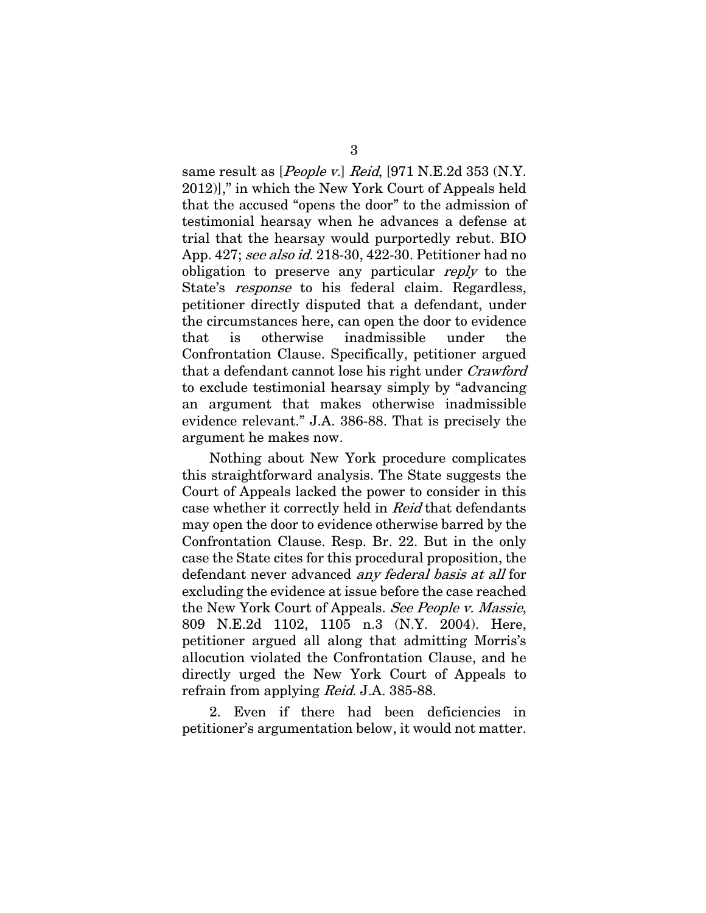same result as [*People v.*] *Reid*, [971 N.E.2d 353 (N.Y. 2012)]," in which the New York Court of Appeals held that the accused "opens the door" to the admission of testimonial hearsay when he advances a defense at trial that the hearsay would purportedly rebut. BIO App. 427; *see also id.* 218-30, 422-30. Petitioner had no obligation to preserve any particular *reply* to the State's *response* to his federal claim. Regardless, petitioner directly disputed that a defendant, under the circumstances here, can open the door to evidence that is otherwise inadmissible under the Confrontation Clause. Specifically, petitioner argued that a defendant cannot lose his right under *Crawford* to exclude testimonial hearsay simply by "advancing an argument that makes otherwise inadmissible evidence relevant." J.A. 386-88. That is precisely the argument he makes now.

Nothing about New York procedure complicates this straightforward analysis. The State suggests the Court of Appeals lacked the power to consider in this case whether it correctly held in *Reid* that defendants may open the door to evidence otherwise barred by the Confrontation Clause. Resp. Br. 22. But in the only case the State cites for this procedural proposition, the defendant never advanced *any federal basis at all* for excluding the evidence at issue before the case reached the New York Court of Appeals. *See People v. Massie*, 809 N.E.2d 1102, 1105 n.3 (N.Y. 2004). Here, petitioner argued all along that admitting Morris's allocution violated the Confrontation Clause, and he directly urged the New York Court of Appeals to refrain from applying *Reid*. J.A. 385-88.

2. Even if there had been deficiencies in petitioner's argumentation below, it would not matter.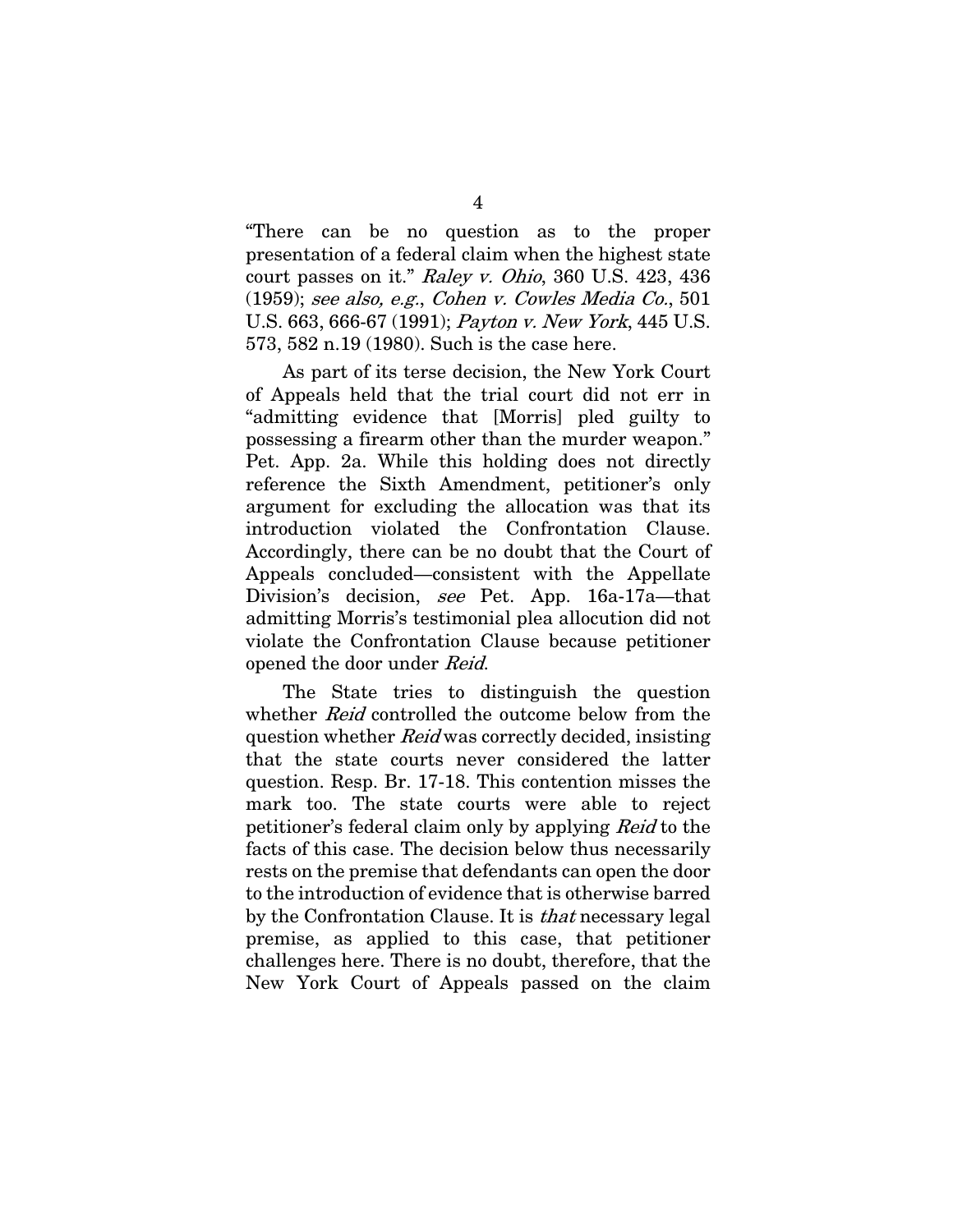"There can be no question as to the proper presentation of a federal claim when the highest state court passes on it." *Raley v. Ohio*, 360 U.S. 423, 436 (1959); *see also, e.g.*, *Cohen v. Cowles Media Co.*, 501 U.S. 663, 666-67 (1991); *Payton v. New York*, 445 U.S. 573, 582 n.19 (1980). Such is the case here.

As part of its terse decision, the New York Court of Appeals held that the trial court did not err in "admitting evidence that [Morris] pled guilty to possessing a firearm other than the murder weapon." Pet. App. 2a. While this holding does not directly reference the Sixth Amendment, petitioner's only argument for excluding the allocation was that its introduction violated the Confrontation Clause. Accordingly, there can be no doubt that the Court of Appeals concluded—consistent with the Appellate Division's decision, *see* Pet. App. 16a-17a—that admitting Morris's testimonial plea allocution did not violate the Confrontation Clause because petitioner opened the door under *Reid*.

The State tries to distinguish the question whether *Reid* controlled the outcome below from the question whether *Reid* was correctly decided, insisting that the state courts never considered the latter question. Resp. Br. 17-18. This contention misses the mark too. The state courts were able to reject petitioner's federal claim only by applying *Reid* to the facts of this case. The decision below thus necessarily rests on the premise that defendants can open the door to the introduction of evidence that is otherwise barred by the Confrontation Clause. It is *that* necessary legal premise, as applied to this case, that petitioner challenges here. There is no doubt, therefore, that the New York Court of Appeals passed on the claim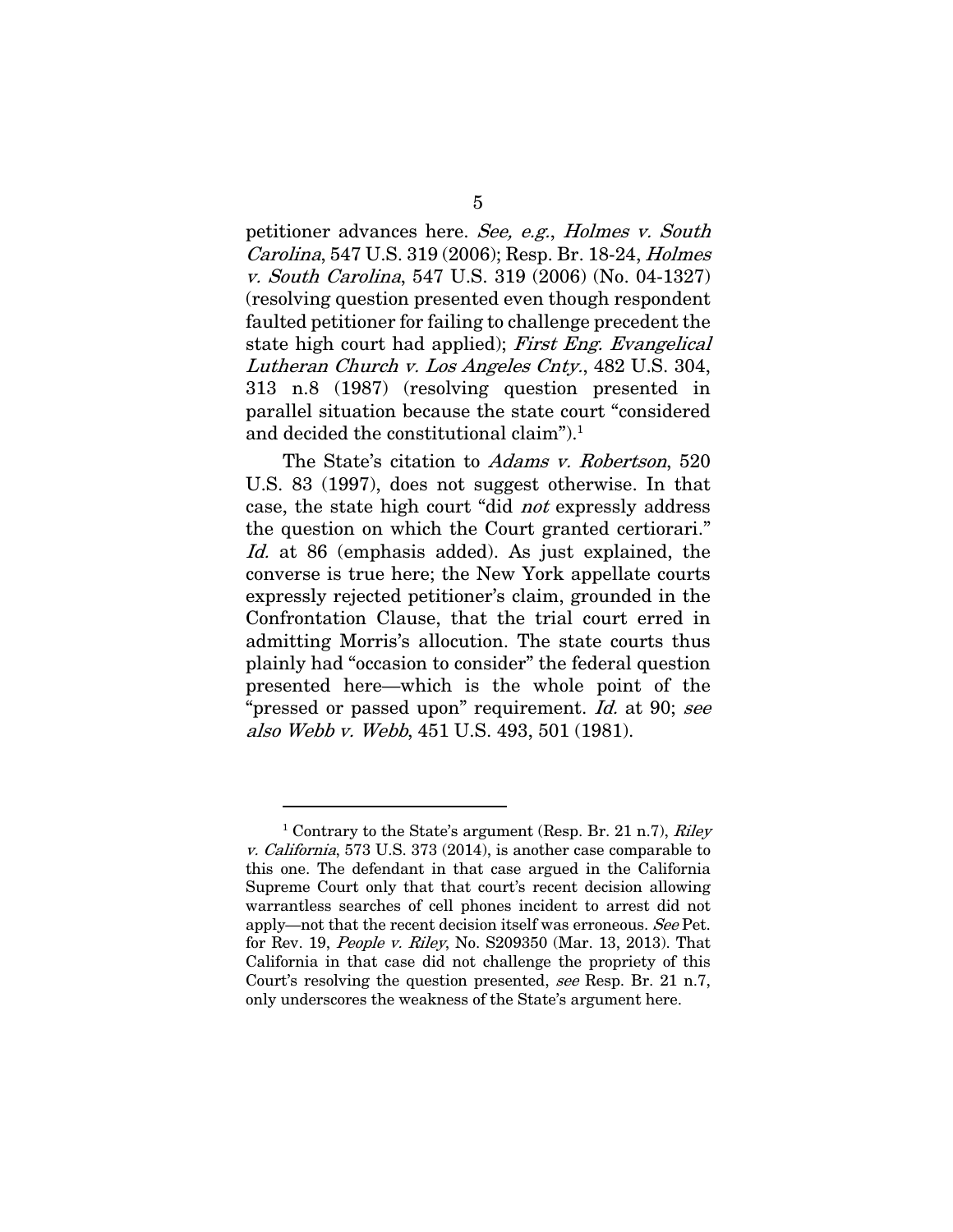petitioner advances here. *See, e.g.*, *Holmes v. South Carolina*, 547 U.S. 319 (2006); Resp. Br. 18-24, *Holmes v. South Carolina*, 547 U.S. 319 (2006) (No. 04-1327) (resolving question presented even though respondent faulted petitioner for failing to challenge precedent the state high court had applied); *First Eng. Evangelical Lutheran Church v. Los Angeles Cnty.*, 482 U.S. 304, 313 n.8 (1987) (resolving question presented in parallel situation because the state court "considered and decided the constitutional claim").[1]

The State's citation to *Adams v. Robertson*, 520 U.S. 83 (1997), does not suggest otherwise. In that case, the state high court "did *not* expressly address the question on which the Court granted certiorari." *Id.* at 86 (emphasis added). As just explained, the converse is true here; the New York appellate courts expressly rejected petitioner's claim, grounded in the Confrontation Clause, that the trial court erred in admitting Morris's allocution. The state courts thus plainly had "occasion to consider" the federal question presented here—which is the whole point of the "pressed or passed upon" requirement. *Id.* at 90; *see also Webb v. Webb*, 451 U.S. 493, 501 (1981).

---

[1] Contrary to the State's argument (Resp. Br. 21 n.7), *Riley v. California*, 573 U.S. 373 (2014), is another case comparable to this one. The defendant in that case argued in the California Supreme Court only that that court's recent decision allowing warrantless searches of cell phones incident to arrest did not apply—not that the recent decision itself was erroneous. *See* Pet. for Rev. 19, *People v. Riley*, No. S209350 (Mar. 13, 2013). That California in that case did not challenge the propriety of this Court's resolving the question presented, *see* Resp. Br. 21 n.7, only underscores the weakness of the State's argument here.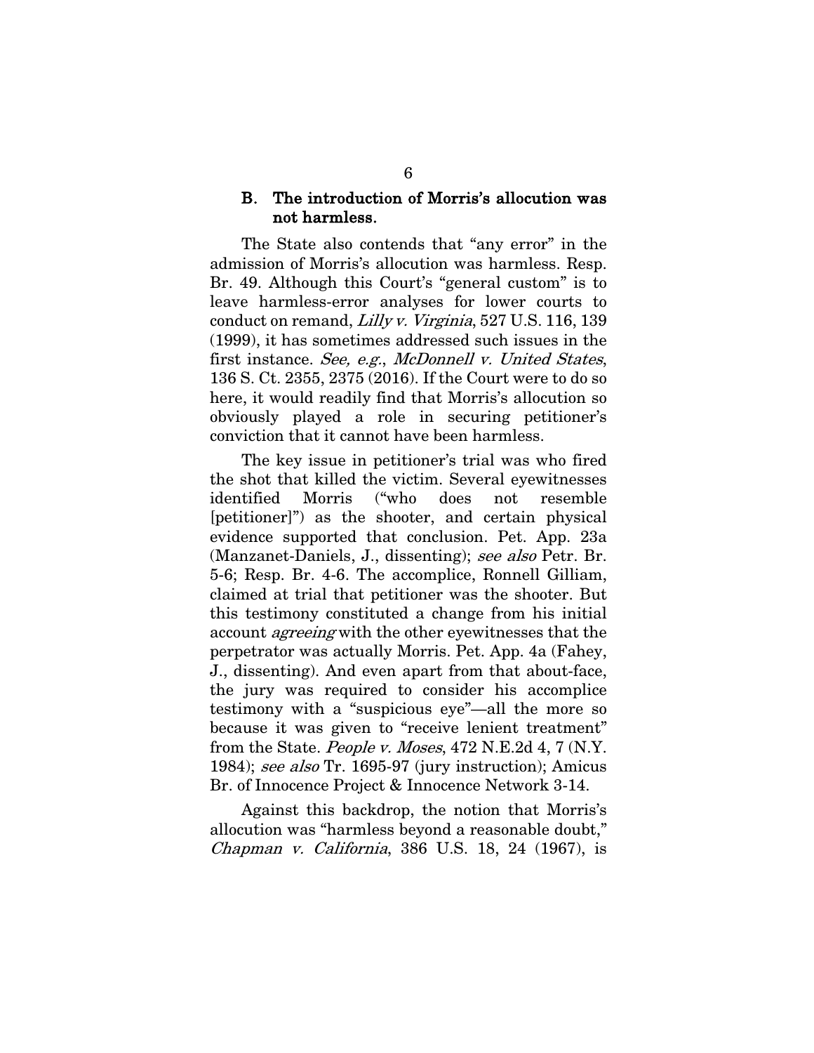### B. The introduction of Morris's allocution was not harmless.

The State also contends that "any error" in the admission of Morris's allocution was harmless. Resp. Br. 49. Although this Court's "general custom" is to leave harmless-error analyses for lower courts to conduct on remand, *Lilly v. Virginia*, 527 U.S. 116, 139 (1999), it has sometimes addressed such issues in the first instance. *See, e.g.*, *McDonnell v. United States*, 136 S. Ct. 2355, 2375 (2016). If the Court were to do so here, it would readily find that Morris's allocution so obviously played a role in securing petitioner's conviction that it cannot have been harmless.

The key issue in petitioner's trial was who fired the shot that killed the victim. Several eyewitnesses identified Morris ("who does not resemble [petitioner]") as the shooter, and certain physical evidence supported that conclusion. Pet. App. 23a (Manzanet-Daniels, J., dissenting); *see also* Petr. Br. 5-6; Resp. Br. 4-6. The accomplice, Ronnell Gilliam, claimed at trial that petitioner was the shooter. But this testimony constituted a change from his initial account *agreeing* with the other eyewitnesses that the perpetrator was actually Morris. Pet. App. 4a (Fahey, J., dissenting). And even apart from that about-face, the jury was required to consider his accomplice testimony with a "suspicious eye"—all the more so because it was given to "receive lenient treatment" from the State. *People v. Moses*, 472 N.E.2d 4, 7 (N.Y. 1984); *see also* Tr. 1695-97 (jury instruction); Amicus Br. of Innocence Project & Innocence Network 3-14.

Against this backdrop, the notion that Morris's allocution was "harmless beyond a reasonable doubt," *Chapman v. California*, 386 U.S. 18, 24 (1967), is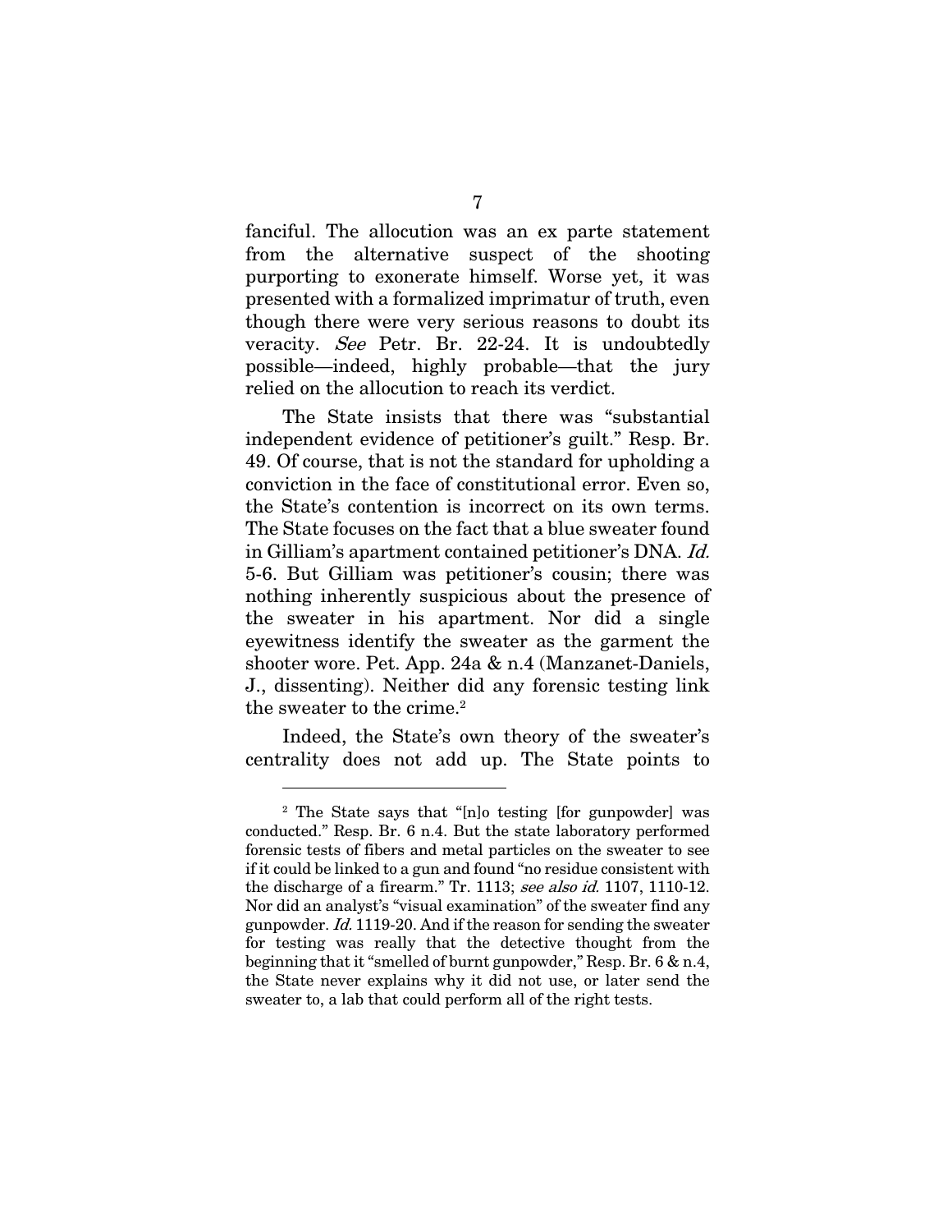fanciful. The allocution was an ex parte statement from the alternative suspect of the shooting purporting to exonerate himself. Worse yet, it was presented with a formalized imprimatur of truth, even though there were very serious reasons to doubt its veracity. *See* Petr. Br. 22-24. It is undoubtedly possible—indeed, highly probable—that the jury relied on the allocution to reach its verdict.

The State insists that there was "substantial independent evidence of petitioner's guilt." Resp. Br. 49. Of course, that is not the standard for upholding a conviction in the face of constitutional error. Even so, the State's contention is incorrect on its own terms. The State focuses on the fact that a blue sweater found in Gilliam's apartment contained petitioner's DNA. *Id.* 5-6. But Gilliam was petitioner's cousin; there was nothing inherently suspicious about the presence of the sweater in his apartment. Nor did a single eyewitness identify the sweater as the garment the shooter wore. Pet. App. 24a & n.4 (Manzanet-Daniels, J., dissenting). Neither did any forensic testing link the sweater to the crime.[2]

Indeed, the State's own theory of the sweater's centrality does not add up. The State points to

---

[2] The State says that "[n]o testing [for gunpowder] was conducted." Resp. Br. 6 n.4. But the state laboratory performed forensic tests of fibers and metal particles on the sweater to see if it could be linked to a gun and found "no residue consistent with the discharge of a firearm." Tr. 1113; *see also id.* 1107, 1110-12. Nor did an analyst's "visual examination" of the sweater find any gunpowder. *Id.* 1119-20. And if the reason for sending the sweater for testing was really that the detective thought from the beginning that it "smelled of burnt gunpowder," Resp. Br. 6 & n.4, the State never explains why it did not use, or later send the sweater to, a lab that could perform all of the right tests.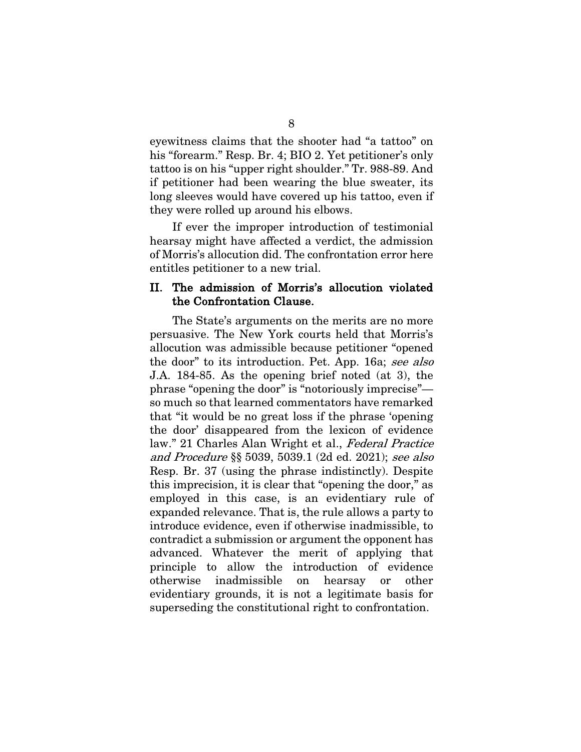eyewitness claims that the shooter had "a tattoo" on his "forearm." Resp. Br. 4; BIO 2. Yet petitioner's only tattoo is on his "upper right shoulder." Tr. 988-89. And if petitioner had been wearing the blue sweater, its long sleeves would have covered up his tattoo, even if they were rolled up around his elbows.

If ever the improper introduction of testimonial hearsay might have affected a verdict, the admission of Morris's allocution did. The confrontation error here entitles petitioner to a new trial.

## II. The admission of Morris's allocution violated the Confrontation Clause.

The State's arguments on the merits are no more persuasive. The New York courts held that Morris's allocution was admissible because petitioner "opened the door" to its introduction. Pet. App. 16a; *see also* J.A. 184-85. As the opening brief noted (at 3), the phrase "opening the door" is "notoriously imprecise"—so much so that learned commentators have remarked that "it would be no great loss if the phrase 'opening the door' disappeared from the lexicon of evidence law." 21 Charles Alan Wright et al., *Federal Practice and Procedure* §§ 5039, 5039.1 (2d ed. 2021); *see also* Resp. Br. 37 (using the phrase indistinctly). Despite this imprecision, it is clear that "opening the door," as employed in this case, is an evidentiary rule of expanded relevance. That is, the rule allows a party to introduce evidence, even if otherwise inadmissible, to contradict a submission or argument the opponent has advanced. Whatever the merit of applying that principle to allow the introduction of evidence otherwise inadmissible on hearsay or other evidentiary grounds, it is not a legitimate basis for superseding the constitutional right to confrontation.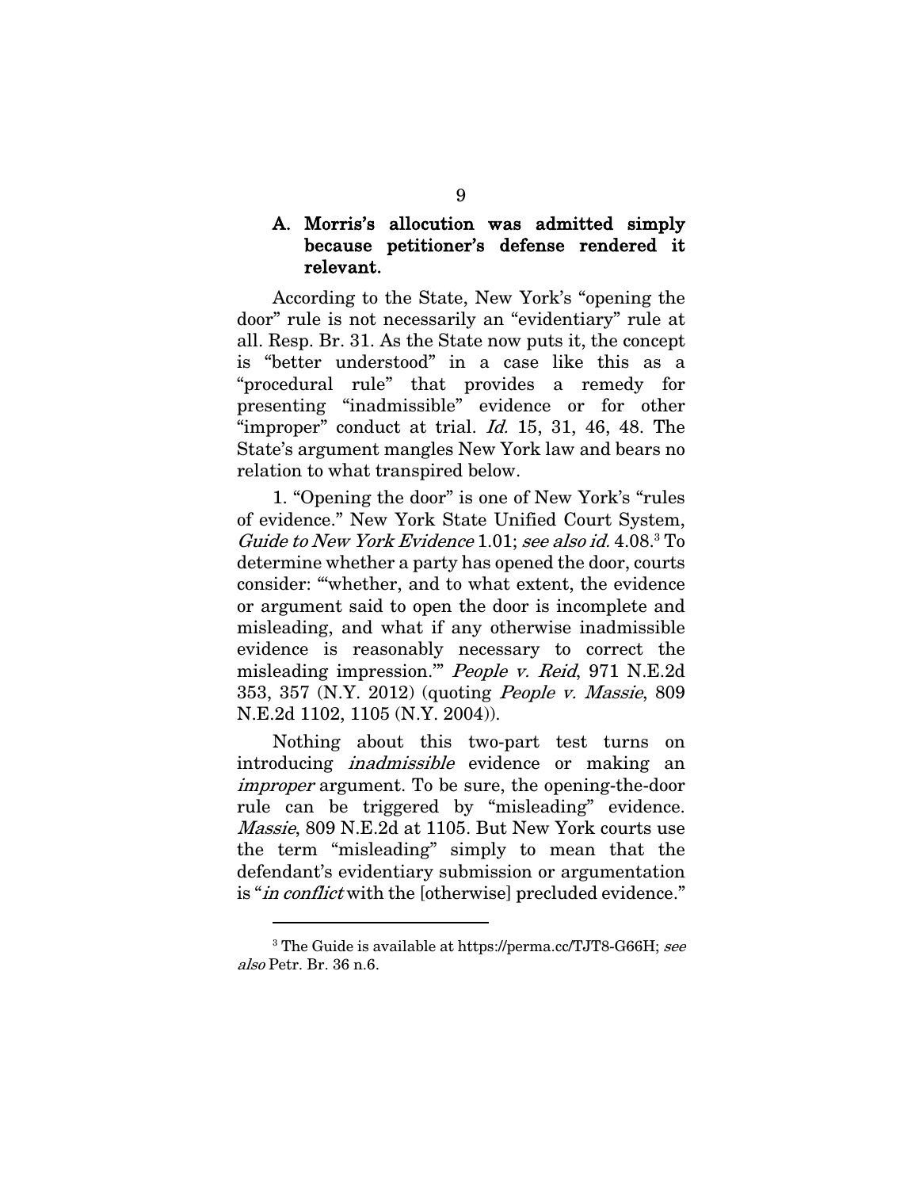### A. Morris's allocution was admitted simply because petitioner's defense rendered it relevant.

According to the State, New York's "opening the door" rule is not necessarily an "evidentiary" rule at all. Resp. Br. 31. As the State now puts it, the concept is "better understood" in a case like this as a "procedural rule" that provides a remedy for presenting "inadmissible" evidence or for other "improper" conduct at trial. *Id.* 15, 31, 46, 48. The State's argument mangles New York law and bears no relation to what transpired below.

1. "Opening the door" is one of New York's "rules of evidence." New York State Unified Court System, *Guide to New York Evidence* 1.01; *see also id.* 4.08.[3] To determine whether a party has opened the door, courts consider: "'whether, and to what extent, the evidence or argument said to open the door is incomplete and misleading, and what if any otherwise inadmissible evidence is reasonably necessary to correct the misleading impression.'" *People v. Reid*, 971 N.E.2d 353, 357 (N.Y. 2012) (quoting *People v. Massie*, 809 N.E.2d 1102, 1105 (N.Y. 2004)).

Nothing about this two-part test turns on introducing *inadmissible* evidence or making an *improper* argument. To be sure, the opening-the-door rule can be triggered by "misleading" evidence. *Massie*, 809 N.E.2d at 1105. But New York courts use the term "misleading" simply to mean that the defendant's evidentiary submission or argumentation is "*in conflict* with the [otherwise] precluded evidence."

[3] The Guide is available at https://perma.cc/TJT8-G66H; *see also* Petr. Br. 36 n.6.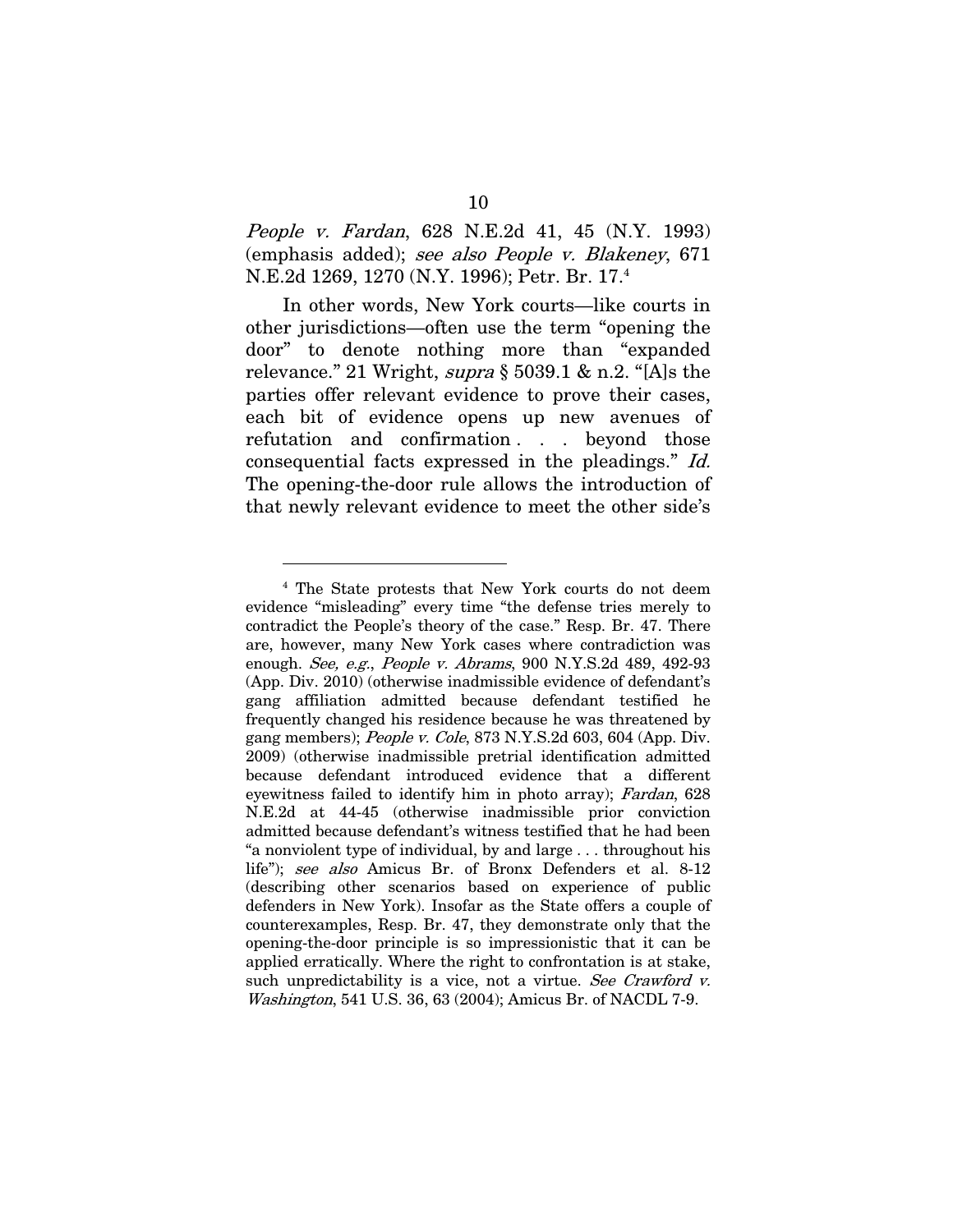*People v. Fardan*, 628 N.E.2d 41, 45 (N.Y. 1993) (emphasis added); *see also People v. Blakeney*, 671 N.E.2d 1269, 1270 (N.Y. 1996); Petr. Br. 17.[4]

In other words, New York courts—like courts in other jurisdictions—often use the term "opening the door" to denote nothing more than "expanded relevance." 21 Wright, *supra* § 5039.1 & n.2. "[A]s the parties offer relevant evidence to prove their cases, each bit of evidence opens up new avenues of refutation and confirmation . . . beyond those consequential facts expressed in the pleadings." *Id.* The opening-the-door rule allows the introduction of that newly relevant evidence to meet the other side's

---

[4] The State protests that New York courts do not deem evidence "misleading" every time "the defense tries merely to contradict the People's theory of the case." Resp. Br. 47. There are, however, many New York cases where contradiction was enough. *See, e.g.*, *People v. Abrams*, 900 N.Y.S.2d 489, 492-93 (App. Div. 2010) (otherwise inadmissible evidence of defendant's gang affiliation admitted because defendant testified he frequently changed his residence because he was threatened by gang members); *People v. Cole*, 873 N.Y.S.2d 603, 604 (App. Div. 2009) (otherwise inadmissible pretrial identification admitted because defendant introduced evidence that a different eyewitness failed to identify him in photo array); *Fardan*, 628 N.E.2d at 44-45 (otherwise inadmissible prior conviction admitted because defendant's witness testified that he had been "a nonviolent type of individual, by and large . . . throughout his life"); *see also* Amicus Br. of Bronx Defenders et al. 8-12 (describing other scenarios based on experience of public defenders in New York). Insofar as the State offers a couple of counterexamples, Resp. Br. 47, they demonstrate only that the opening-the-door principle is so impressionistic that it can be applied erratically. Where the right to confrontation is at stake, such unpredictability is a vice, not a virtue. *See Crawford v. Washington*, 541 U.S. 36, 63 (2004); Amicus Br. of NACDL 7-9.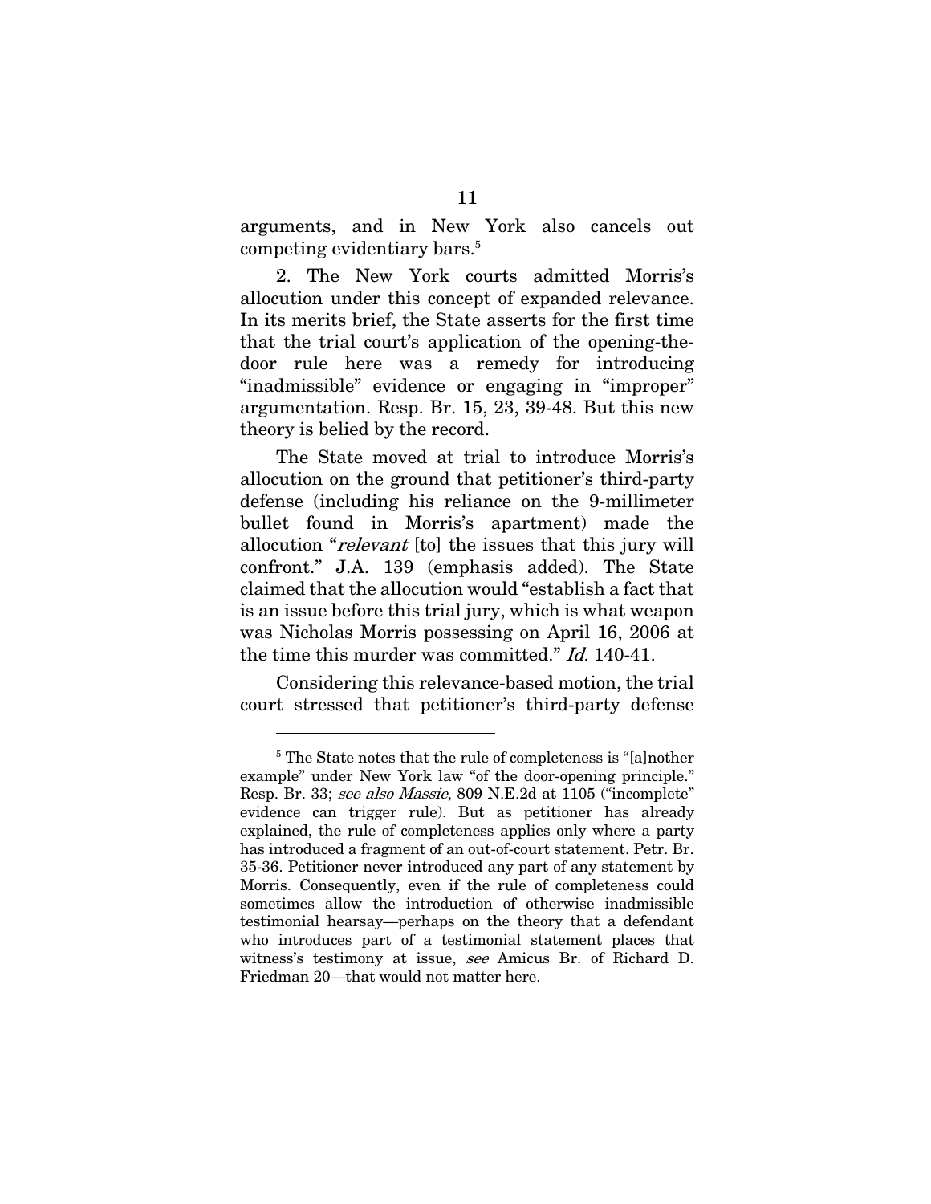arguments, and in New York also cancels out competing evidentiary bars.[5]

2. The New York courts admitted Morris's allocution under this concept of expanded relevance. In its merits brief, the State asserts for the first time that the trial court's application of the opening-the-door rule here was a remedy for introducing "inadmissible" evidence or engaging in "improper" argumentation. Resp. Br. 15, 23, 39-48. But this new theory is belied by the record.

The State moved at trial to introduce Morris's allocution on the ground that petitioner's third-party defense (including his reliance on the 9-millimeter bullet found in Morris's apartment) made the allocution "*relevant* [to] the issues that this jury will confront." J.A. 139 (emphasis added). The State claimed that the allocution would "establish a fact that is an issue before this trial jury, which is what weapon was Nicholas Morris possessing on April 16, 2006 at the time this murder was committed." *Id.* 140-41.

Considering this relevance-based motion, the trial court stressed that petitioner's third-party defense

---

[5] The State notes that the rule of completeness is "[a]nother example" under New York law "of the door-opening principle." Resp. Br. 33; *see also Massie*, 809 N.E.2d at 1105 ("incomplete" evidence can trigger rule). But as petitioner has already explained, the rule of completeness applies only where a party has introduced a fragment of an out-of-court statement. Petr. Br. 35-36. Petitioner never introduced any part of any statement by Morris. Consequently, even if the rule of completeness could sometimes allow the introduction of otherwise inadmissible testimonial hearsay—perhaps on the theory that a defendant who introduces part of a testimonial statement places that witness's testimony at issue, *see* Amicus Br. of Richard D. Friedman 20—that would not matter here.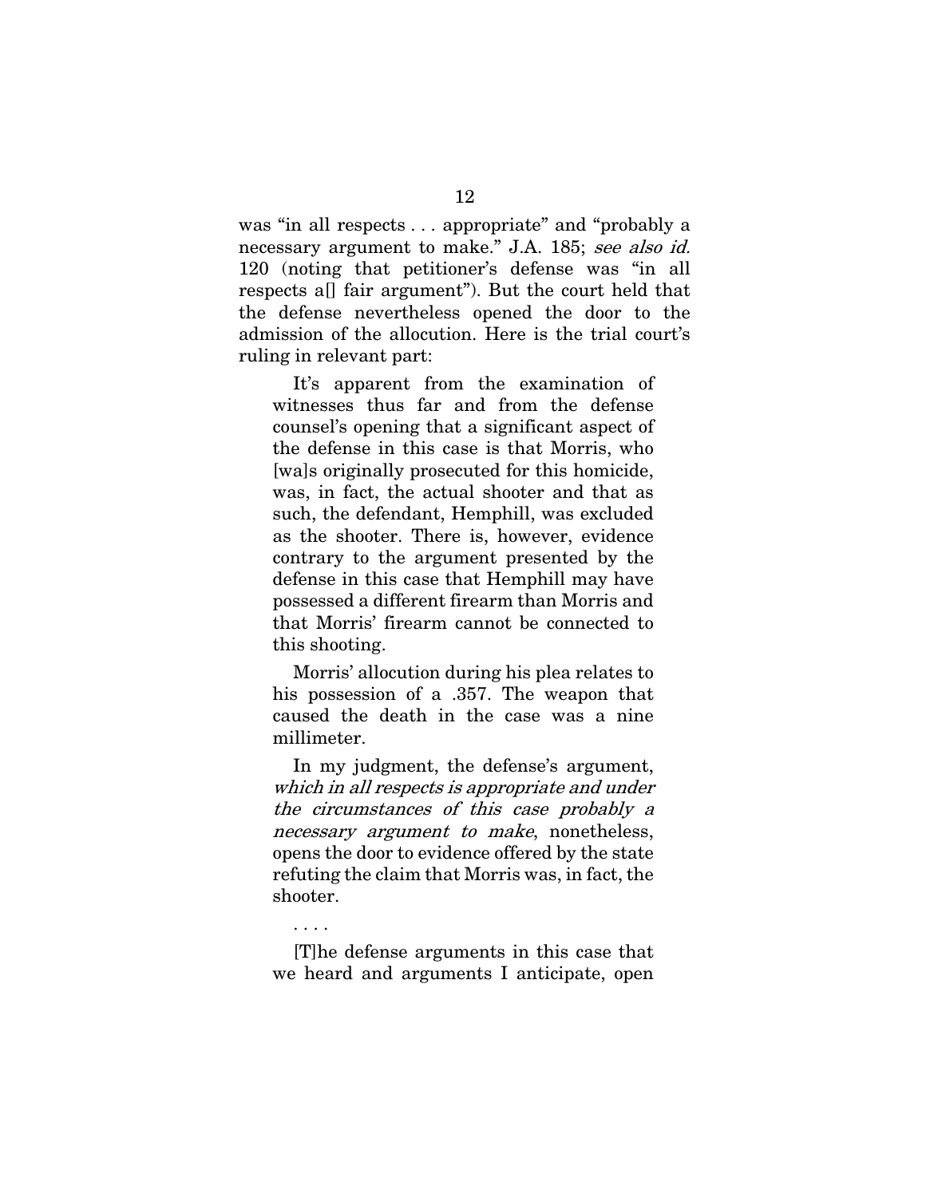was "in all respects . . . appropriate" and "probably a necessary argument to make." J.A. 185; *see also id.* 120 (noting that petitioner's defense was "in all respects a[] fair argument"). But the court held that the defense nevertheless opened the door to the admission of the allocution. Here is the trial court's ruling in relevant part:

> It's apparent from the examination of witnesses thus far and from the defense counsel's opening that a significant aspect of the defense in this case is that Morris, who [wa]s originally prosecuted for this homicide, was, in fact, the actual shooter and that as such, the defendant, Hemphill, was excluded as the shooter. There is, however, evidence contrary to the argument presented by the defense in this case that Hemphill may have possessed a different firearm than Morris and that Morris' firearm cannot be connected to this shooting.
>
> Morris' allocution during his plea relates to his possession of a .357. The weapon that caused the death in the case was a nine millimeter.
>
> In my judgment, the defense's argument, *which in all respects is appropriate and under the circumstances of this case probably a necessary argument to make*, nonetheless, opens the door to evidence offered by the state refuting the claim that Morris was, in fact, the shooter.
>
> . . . .
>
> [T]he defense arguments in this case that we heard and arguments I anticipate, open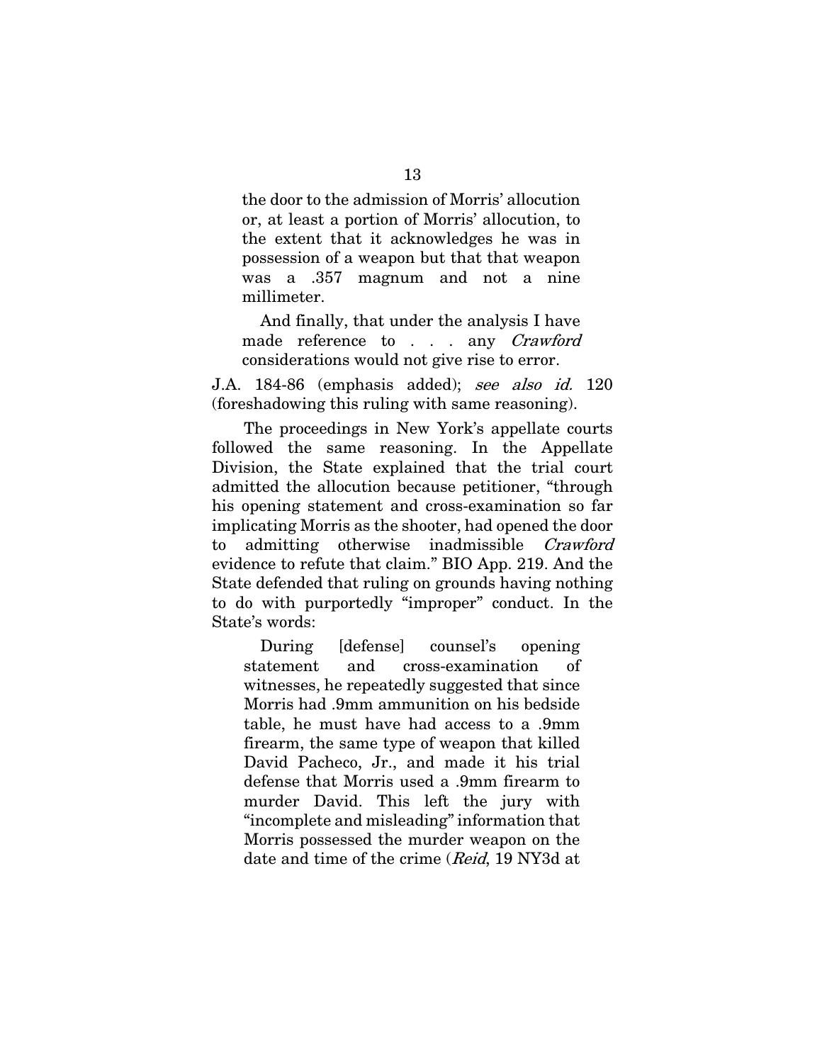the door to the admission of Morris' allocution or, at least a portion of Morris' allocution, to the extent that it acknowledges he was in possession of a weapon but that that weapon was a .357 magnum and not a nine millimeter.

> And finally, that under the analysis I have made reference to . . . any *Crawford* considerations would not give rise to error.

J.A. 184-86 (emphasis added); *see also id.* 120 (foreshadowing this ruling with same reasoning).

The proceedings in New York's appellate courts followed the same reasoning. In the Appellate Division, the State explained that the trial court admitted the allocution because petitioner, "through his opening statement and cross-examination so far implicating Morris as the shooter, had opened the door to admitting otherwise inadmissible *Crawford* evidence to refute that claim." BIO App. 219. And the State defended that ruling on grounds having nothing to do with purportedly "improper" conduct. In the State's words:

> During [defense] counsel's opening statement and cross-examination of witnesses, he repeatedly suggested that since Morris had .9mm ammunition on his bedside table, he must have had access to a .9mm firearm, the same type of weapon that killed David Pacheco, Jr., and made it his trial defense that Morris used a .9mm firearm to murder David. This left the jury with "incomplete and misleading" information that Morris possessed the murder weapon on the date and time of the crime (*Reid*, 19 NY3d at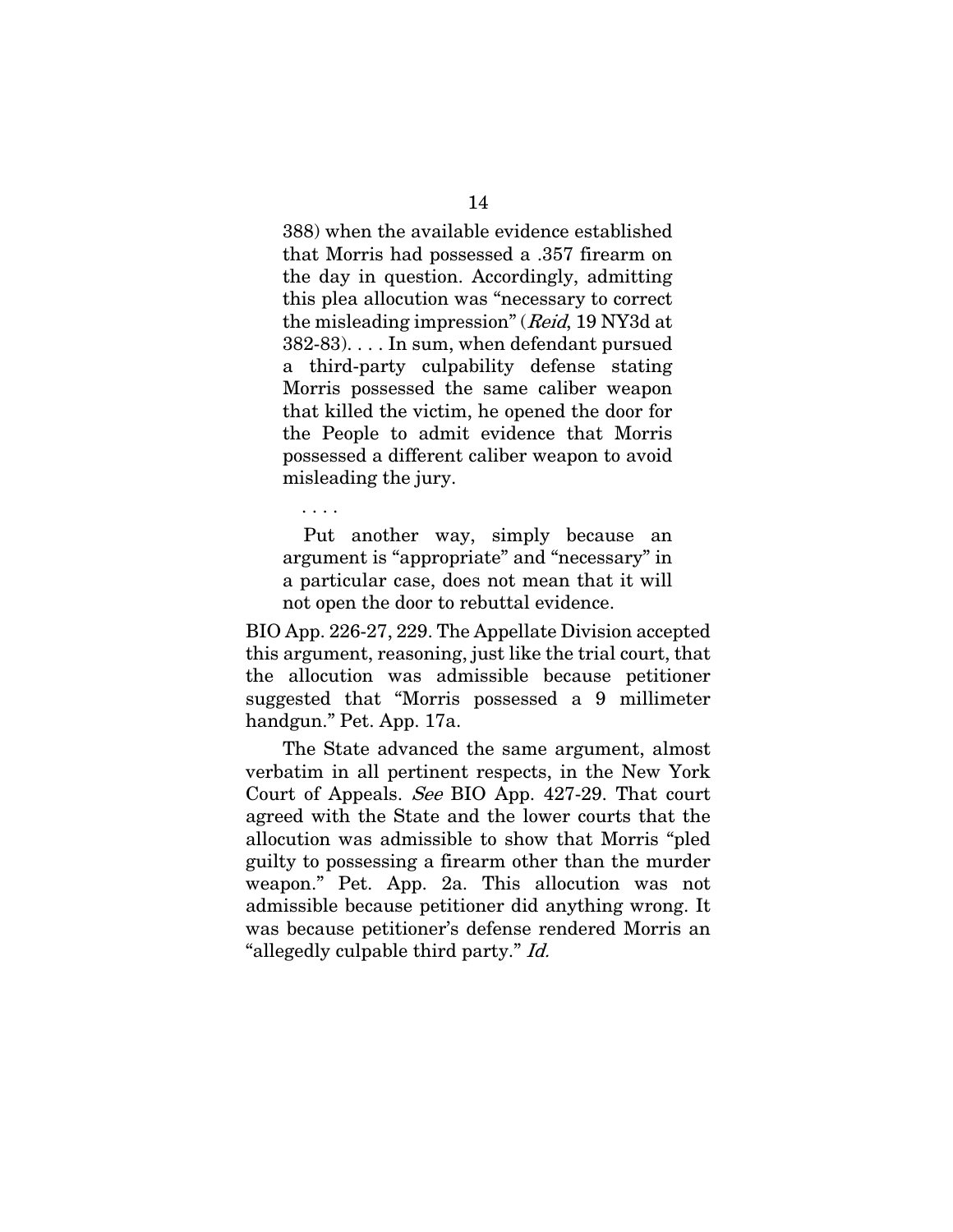> 388) when the available evidence established that Morris had possessed a .357 firearm on the day in question. Accordingly, admitting this plea allocution was "necessary to correct the misleading impression" (*Reid*, 19 NY3d at 382-83). . . . In sum, when defendant pursued a third-party culpability defense stating Morris possessed the same caliber weapon that killed the victim, he opened the door for the People to admit evidence that Morris possessed a different caliber weapon to avoid misleading the jury.
>
> . . . .
>
> Put another way, simply because an argument is "appropriate" and "necessary" in a particular case, does not mean that it will not open the door to rebuttal evidence.

BIO App. 226-27, 229. The Appellate Division accepted this argument, reasoning, just like the trial court, that the allocution was admissible because petitioner suggested that "Morris possessed a 9 millimeter handgun." Pet. App. 17a.

The State advanced the same argument, almost verbatim in all pertinent respects, in the New York Court of Appeals. *See* BIO App. 427-29. That court agreed with the State and the lower courts that the allocution was admissible to show that Morris "pled guilty to possessing a firearm other than the murder weapon." Pet. App. 2a. This allocution was not admissible because petitioner did anything wrong. It was because petitioner's defense rendered Morris an "allegedly culpable third party." *Id.*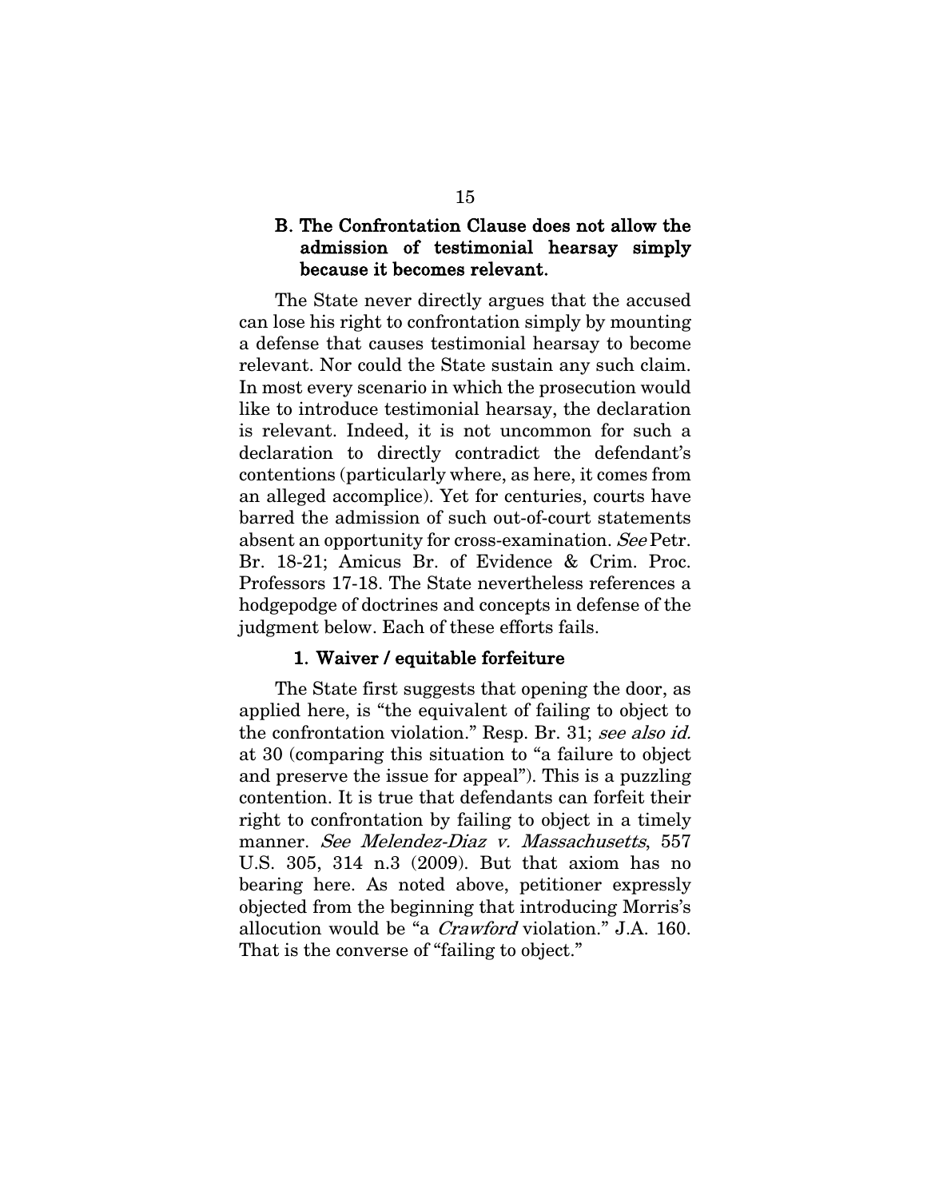### B. The Confrontation Clause does not allow the admission of testimonial hearsay simply because it becomes relevant.

The State never directly argues that the accused can lose his right to confrontation simply by mounting a defense that causes testimonial hearsay to become relevant. Nor could the State sustain any such claim. In most every scenario in which the prosecution would like to introduce testimonial hearsay, the declaration is relevant. Indeed, it is not uncommon for such a declaration to directly contradict the defendant's contentions (particularly where, as here, it comes from an alleged accomplice). Yet for centuries, courts have barred the admission of such out-of-court statements absent an opportunity for cross-examination. *See* Petr. Br. 18-21; Amicus Br. of Evidence & Crim. Proc. Professors 17-18. The State nevertheless references a hodgepodge of doctrines and concepts in defense of the judgment below. Each of these efforts fails.

#### 1. Waiver / equitable forfeiture

The State first suggests that opening the door, as applied here, is "the equivalent of failing to object to the confrontation violation." Resp. Br. 31; *see also id.* at 30 (comparing this situation to "a failure to object and preserve the issue for appeal"). This is a puzzling contention. It is true that defendants can forfeit their right to confrontation by failing to object in a timely manner. *See Melendez-Diaz v. Massachusetts*, 557 U.S. 305, 314 n.3 (2009). But that axiom has no bearing here. As noted above, petitioner expressly objected from the beginning that introducing Morris's allocution would be "a *Crawford* violation." J.A. 160. That is the converse of "failing to object."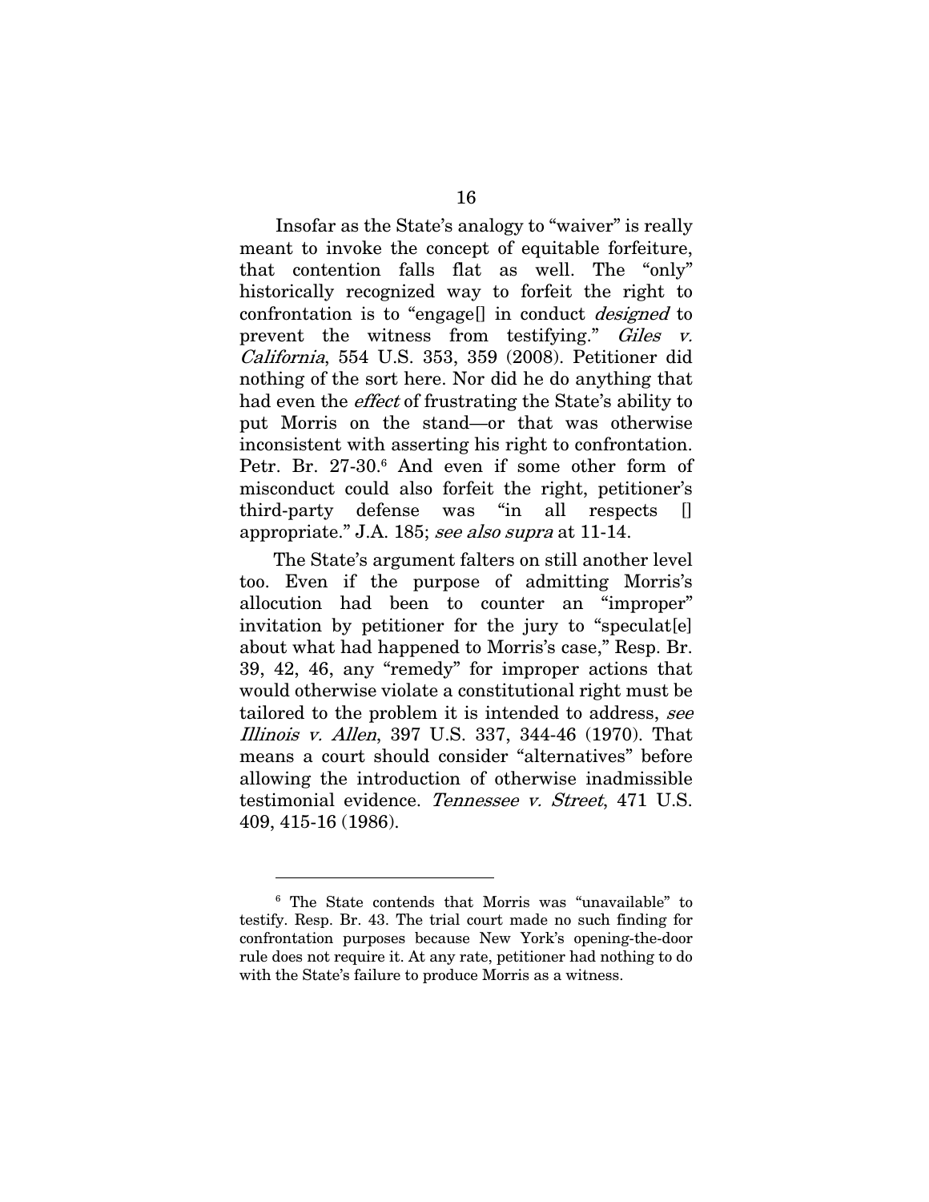Insofar as the State's analogy to "waiver" is really meant to invoke the concept of equitable forfeiture, that contention falls flat as well. The "only" historically recognized way to forfeit the right to confrontation is to "engage[] in conduct *designed* to prevent the witness from testifying." *Giles v. California*, 554 U.S. 353, 359 (2008). Petitioner did nothing of the sort here. Nor did he do anything that had even the *effect* of frustrating the State's ability to put Morris on the stand—or that was otherwise inconsistent with asserting his right to confrontation. Petr. Br. 27-30.[6] And even if some other form of misconduct could also forfeit the right, petitioner's third-party defense was "in all respects [] appropriate." J.A. 185; *see also supra* at 11-14.

The State's argument falters on still another level too. Even if the purpose of admitting Morris's allocution had been to counter an "improper" invitation by petitioner for the jury to "speculat[e] about what had happened to Morris's case," Resp. Br. 39, 42, 46, any "remedy" for improper actions that would otherwise violate a constitutional right must be tailored to the problem it is intended to address, *see Illinois v. Allen*, 397 U.S. 337, 344-46 (1970). That means a court should consider "alternatives" before allowing the introduction of otherwise inadmissible testimonial evidence. *Tennessee v. Street*, 471 U.S. 409, 415-16 (1986).

---

[6] The State contends that Morris was "unavailable" to testify. Resp. Br. 43. The trial court made no such finding for confrontation purposes because New York's opening-the-door rule does not require it. At any rate, petitioner had nothing to do with the State's failure to produce Morris as a witness.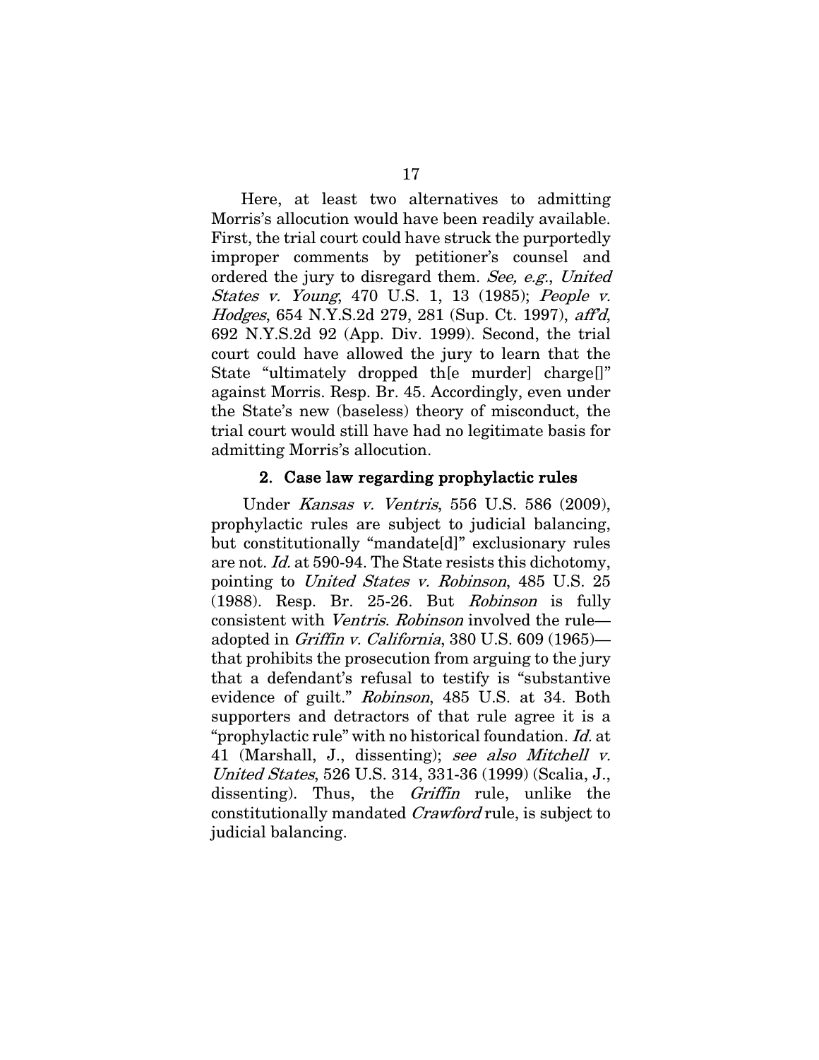Here, at least two alternatives to admitting Morris's allocution would have been readily available. First, the trial court could have struck the purportedly improper comments by petitioner's counsel and ordered the jury to disregard them. *See, e.g.*, *United States v. Young*, 470 U.S. 1, 13 (1985); *People v. Hodges*, 654 N.Y.S.2d 279, 281 (Sup. Ct. 1997), *aff'd*, 692 N.Y.S.2d 92 (App. Div. 1999). Second, the trial court could have allowed the jury to learn that the State "ultimately dropped th[e murder] charge[]" against Morris. Resp. Br. 45. Accordingly, even under the State's new (baseless) theory of misconduct, the trial court would still have had no legitimate basis for admitting Morris's allocution.

### 2. Case law regarding prophylactic rules

Under *Kansas v. Ventris*, 556 U.S. 586 (2009), prophylactic rules are subject to judicial balancing, but constitutionally "mandate[d]" exclusionary rules are not. *Id.* at 590-94. The State resists this dichotomy, pointing to *United States v. Robinson*, 485 U.S. 25 (1988). Resp. Br. 25-26. But *Robinson* is fully consistent with *Ventris*. *Robinson* involved the rule—adopted in *Griffin v. California*, 380 U.S. 609 (1965)—that prohibits the prosecution from arguing to the jury that a defendant's refusal to testify is "substantive evidence of guilt." *Robinson*, 485 U.S. at 34. Both supporters and detractors of that rule agree it is a "prophylactic rule" with no historical foundation. *Id.* at 41 (Marshall, J., dissenting); *see also Mitchell v. United States*, 526 U.S. 314, 331-36 (1999) (Scalia, J., dissenting). Thus, the *Griffin* rule, unlike the constitutionally mandated *Crawford* rule, is subject to judicial balancing.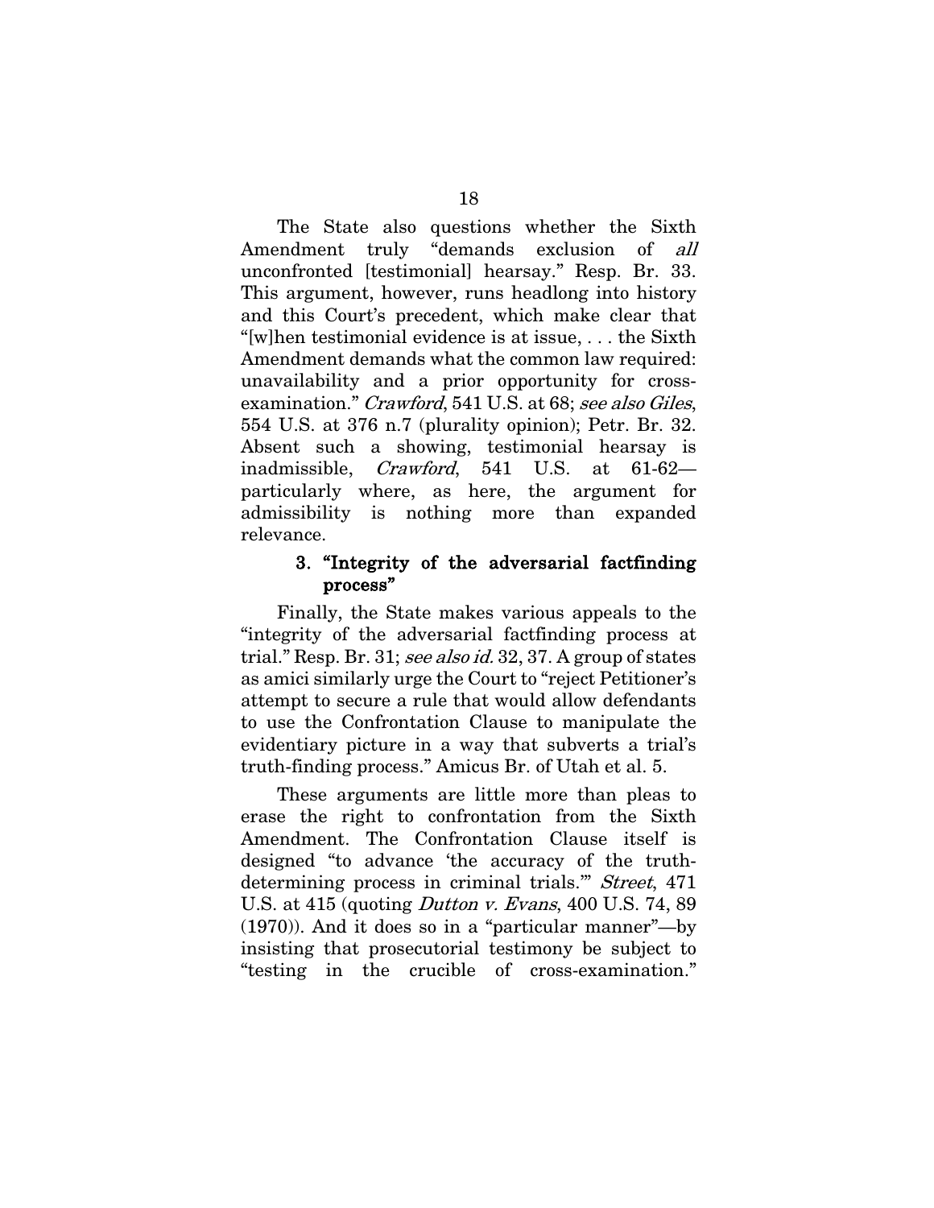The State also questions whether the Sixth Amendment truly "demands exclusion of *all* unconfronted [testimonial] hearsay." Resp. Br. 33. This argument, however, runs headlong into history and this Court's precedent, which make clear that "[w]hen testimonial evidence is at issue, . . . the Sixth Amendment demands what the common law required: unavailability and a prior opportunity for cross-examination." *Crawford*, 541 U.S. at 68; *see also Giles*, 554 U.S. at 376 n.7 (plurality opinion); Petr. Br. 32. Absent such a showing, testimonial hearsay is inadmissible, *Crawford*, 541 U.S. at 61-62—particularly where, as here, the argument for admissibility is nothing more than expanded relevance.

### 3. "Integrity of the adversarial factfinding process"

Finally, the State makes various appeals to the "integrity of the adversarial factfinding process at trial." Resp. Br. 31; *see also id.* 32, 37. A group of states as amici similarly urge the Court to "reject Petitioner's attempt to secure a rule that would allow defendants to use the Confrontation Clause to manipulate the evidentiary picture in a way that subverts a trial's truth-finding process." Amicus Br. of Utah et al. 5.

These arguments are little more than pleas to erase the right to confrontation from the Sixth Amendment. The Confrontation Clause itself is designed "to advance 'the accuracy of the truth-determining process in criminal trials.'" *Street*, 471 U.S. at 415 (quoting *Dutton v. Evans*, 400 U.S. 74, 89 (1970)). And it does so in a "particular manner"—by insisting that prosecutorial testimony be subject to "testing in the crucible of cross-examination."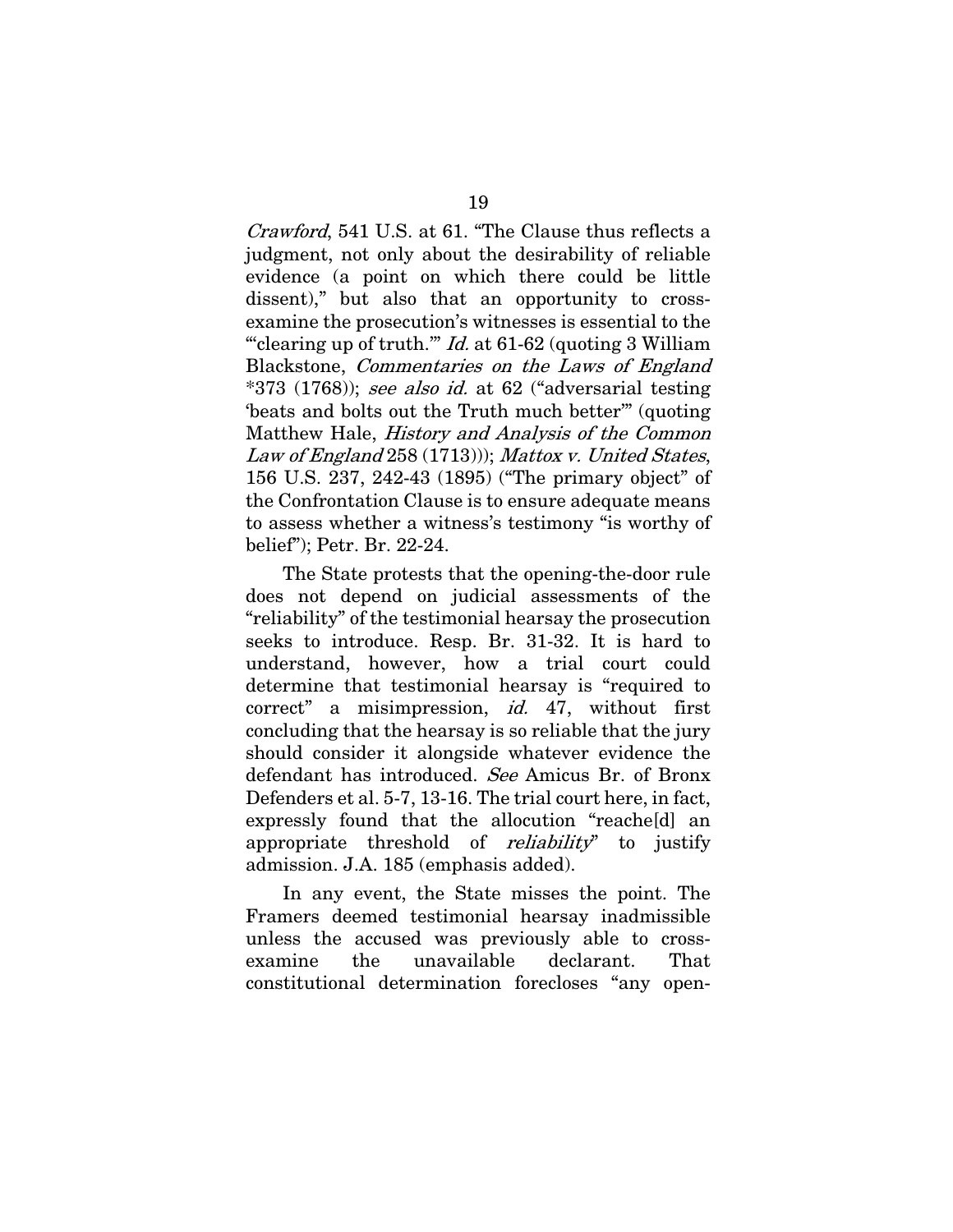*Crawford*, 541 U.S. at 61. "The Clause thus reflects a judgment, not only about the desirability of reliable evidence (a point on which there could be little dissent)," but also that an opportunity to cross-examine the prosecution's witnesses is essential to the "'clearing up of truth.'" *Id.* at 61-62 (quoting 3 William Blackstone, *Commentaries on the Laws of England* *373 (1768)); *see also id.* at 62 ("adversarial testing 'beats and bolts out the Truth much better'" (quoting Matthew Hale, *History and Analysis of the Common Law of England* 258 (1713))); *Mattox v. United States*, 156 U.S. 237, 242-43 (1895) ("The primary object" of the Confrontation Clause is to ensure adequate means to assess whether a witness's testimony "is worthy of belief"); Petr. Br. 22-24.

The State protests that the opening-the-door rule does not depend on judicial assessments of the "reliability" of the testimonial hearsay the prosecution seeks to introduce. Resp. Br. 31-32. It is hard to understand, however, how a trial court could determine that testimonial hearsay is "required to correct" a misimpression, *id.* 47, without first concluding that the hearsay is so reliable that the jury should consider it alongside whatever evidence the defendant has introduced. *See* Amicus Br. of Bronx Defenders et al. 5-7, 13-16. The trial court here, in fact, expressly found that the allocution "reache[d] an appropriate threshold of *reliability*" to justify admission. J.A. 185 (emphasis added).

In any event, the State misses the point. The Framers deemed testimonial hearsay inadmissible unless the accused was previously able to cross-examine the unavailable declarant. That constitutional determination forecloses "any open-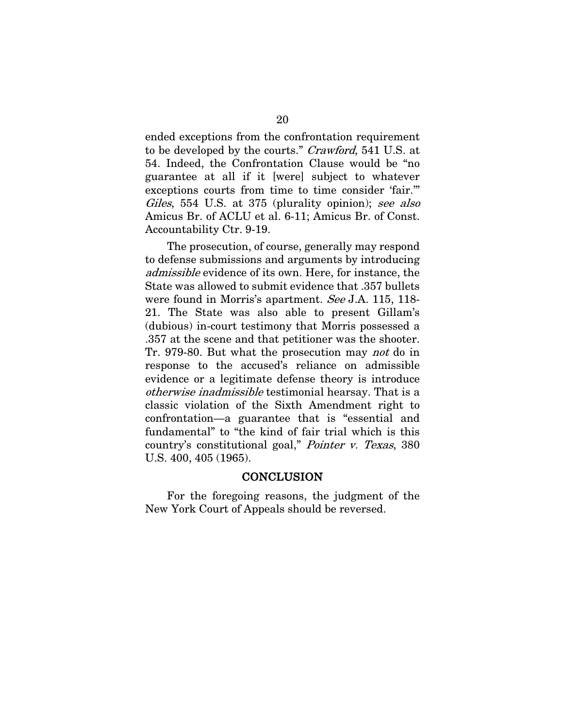ended exceptions from the confrontation requirement to be developed by the courts." *Crawford*, 541 U.S. at 54. Indeed, the Confrontation Clause would be "no guarantee at all if it [were] subject to whatever exceptions courts from time to time consider 'fair.'" *Giles*, 554 U.S. at 375 (plurality opinion); *see also* Amicus Br. of ACLU et al. 6-11; Amicus Br. of Const. Accountability Ctr. 9-19.

The prosecution, of course, generally may respond to defense submissions and arguments by introducing *admissible* evidence of its own. Here, for instance, the State was allowed to submit evidence that .357 bullets were found in Morris's apartment. *See* J.A. 115, 118-21. The State was also able to present Gillam's (dubious) in-court testimony that Morris possessed a .357 at the scene and that petitioner was the shooter. Tr. 979-80. But what the prosecution may *not* do in response to the accused's reliance on admissible evidence or a legitimate defense theory is introduce *otherwise inadmissible* testimonial hearsay. That is a classic violation of the Sixth Amendment right to confrontation—a guarantee that is "essential and fundamental" to "the kind of fair trial which is this country's constitutional goal," *Pointer v. Texas*, 380 U.S. 400, 405 (1965).

## CONCLUSION

For the foregoing reasons, the judgment of the New York Court of Appeals should be reversed.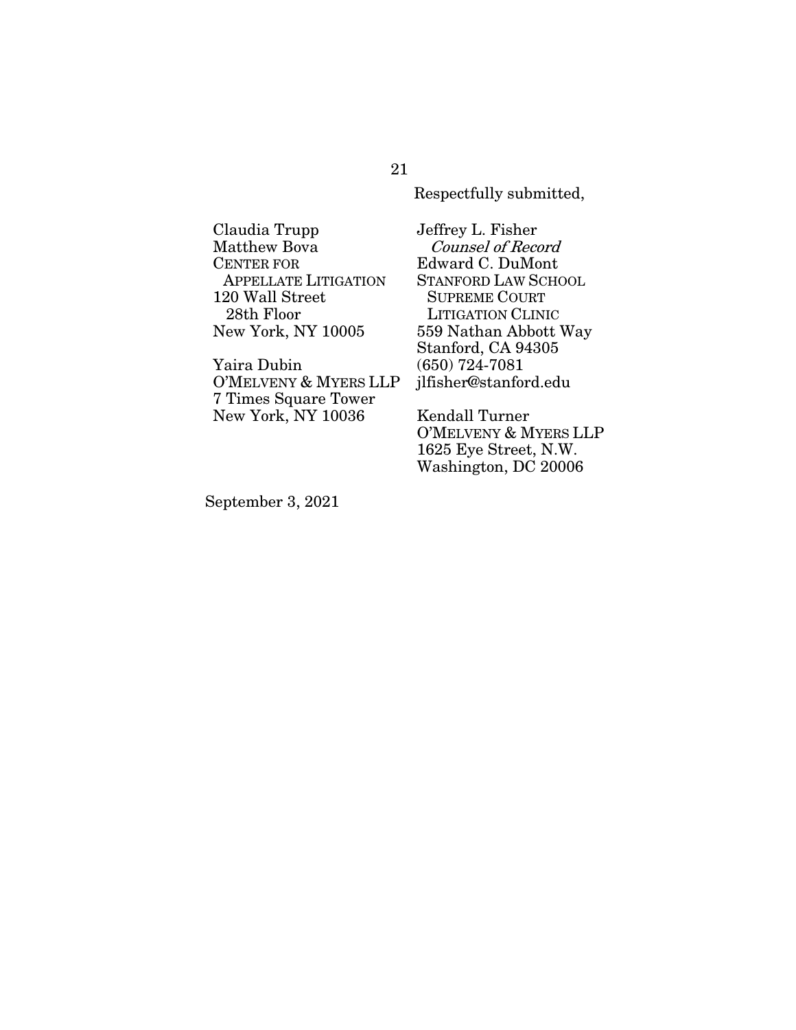Respectfully submitted,

Jeffrey L. Fisher
*Counsel of Record*
Edward C. DuMont
STANFORD LAW SCHOOL
SUPREME COURT
LITIGATION CLINIC
559 Nathan Abbott Way
Stanford, CA 94305
(650) 724-7081
jlfisher@stanford.edu

Kendall Turner
O'MELVENY & MYERS LLP
1625 Eye Street, N.W.
Washington, DC 20006

Claudia Trupp
Matthew Bova
CENTER FOR
APPELLATE LITIGATION
120 Wall Street
28th Floor
New York, NY 10005

Yaira Dubin
O'MELVENY & MYERS LLP
7 Times Square Tower
New York, NY 10036

September 3, 2021